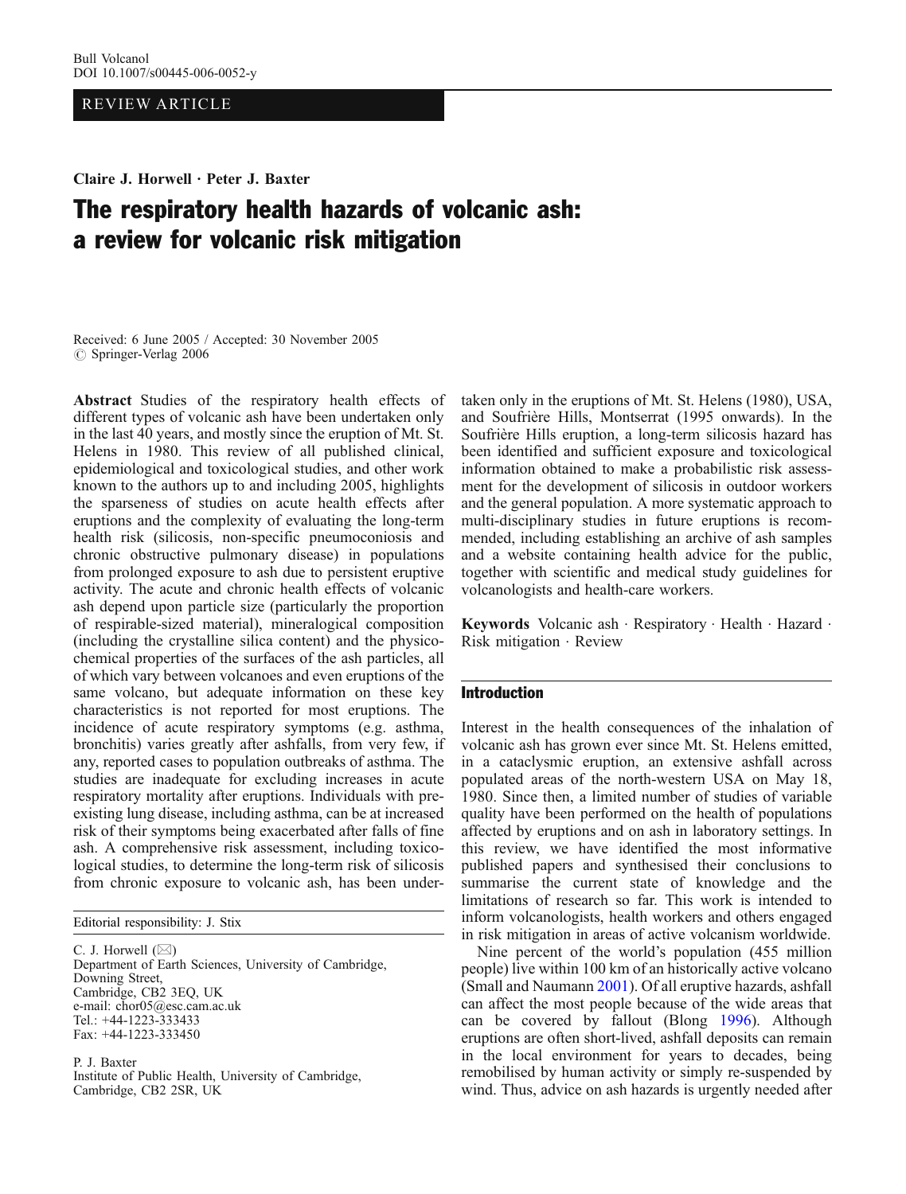Bull Volcanol
DOI 10.1007/s00445-006-0052-y

REVIEW ARTICLE

**Claire J. Horwell · Peter J. Baxter**

# The respiratory health hazards of volcanic ash: a review for volcanic risk mitigation

Received: 6 June 2005 / Accepted: 30 November 2005
© Springer-Verlag 2006

**Abstract** Studies of the respiratory health effects of different types of volcanic ash have been undertaken only in the last 40 years, and mostly since the eruption of Mt. St. Helens in 1980. This review of all published clinical, epidemiological and toxicological studies, and other work known to the authors up to and including 2005, highlights the sparseness of studies on acute health effects after eruptions and the complexity of evaluating the long-term health risk (silicosis, non-specific pneumoconiosis and chronic obstructive pulmonary disease) in populations from prolonged exposure to ash due to persistent eruptive activity. The acute and chronic health effects of volcanic ash depend upon particle size (particularly the proportion of respirable-sized material), mineralogical composition (including the crystalline silica content) and the physico-chemical properties of the surfaces of the ash particles, all of which vary between volcanoes and even eruptions of the same volcano, but adequate information on these key characteristics is not reported for most eruptions. The incidence of acute respiratory symptoms (e.g. asthma, bronchitis) varies greatly after ashfalls, from very few, if any, reported cases to population outbreaks of asthma. The studies are inadequate for excluding increases in acute respiratory mortality after eruptions. Individuals with pre-existing lung disease, including asthma, can be at increased risk of their symptoms being exacerbated after falls of fine ash. A comprehensive risk assessment, including toxicological studies, to determine the long-term risk of silicosis from chronic exposure to volcanic ash, has been undertaken only in the eruptions of Mt. St. Helens (1980), USA, and Soufrière Hills, Montserrat (1995 onwards). In the Soufrière Hills eruption, a long-term silicosis hazard has been identified and sufficient exposure and toxicological information obtained to make a probabilistic risk assessment for the development of silicosis in outdoor workers and the general population. A more systematic approach to multi-disciplinary studies in future eruptions is recommended, including establishing an archive of ash samples and a website containing health advice for the public, together with scientific and medical study guidelines for volcanologists and health-care workers.

**Keywords** Volcanic ash · Respiratory · Health · Hazard · Risk mitigation · Review

Editorial responsibility: J. Stix

C. J. Horwell (✉)
Department of Earth Sciences, University of Cambridge,
Downing Street,
Cambridge, CB2 3EQ, UK
e-mail: chor05@esc.cam.ac.uk
Tel.: +44-1223-333433
Fax: +44-1223-333450

P. J. Baxter
Institute of Public Health, University of Cambridge,
Cambridge, CB2 2SR, UK

## Introduction

Interest in the health consequences of the inhalation of volcanic ash has grown ever since Mt. St. Helens emitted, in a cataclysmic eruption, an extensive ashfall across populated areas of the north-western USA on May 18, 1980. Since then, a limited number of studies of variable quality have been performed on the health of populations affected by eruptions and on ash in laboratory settings. In this review, we have identified the most informative published papers and synthesised their conclusions to summarise the current state of knowledge and the limitations of research so far. This work is intended to inform volcanologists, health workers and others engaged in risk mitigation in areas of active volcanism worldwide.

Nine percent of the world's population (455 million people) live within 100 km of an historically active volcano (Small and Naumann 2001). Of all eruptive hazards, ashfall can affect the most people because of the wide areas that can be covered by fallout (Blong 1996). Although eruptions are often short-lived, ashfall deposits can remain in the local environment for years to decades, being remobilised by human activity or simply re-suspended by wind. Thus, advice on ash hazards is urgently needed after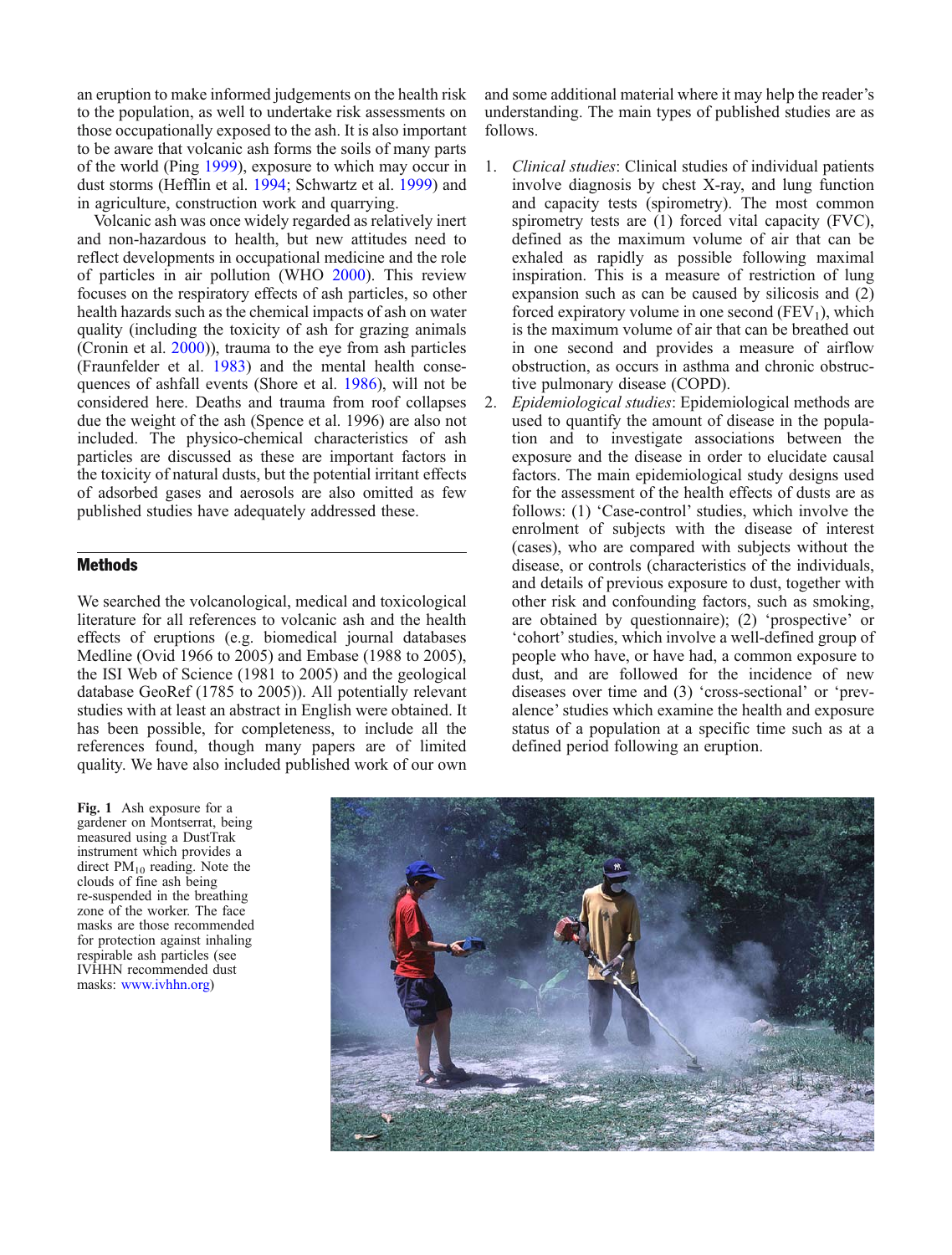an eruption to make informed judgements on the health risk to the population, as well to undertake risk assessments on those occupationally exposed to the ash. It is also important to be aware that volcanic ash forms the soils of many parts of the world (Ping 1999), exposure to which may occur in dust storms (Hefflin et al. 1994; Schwartz et al. 1999) and in agriculture, construction work and quarrying.

Volcanic ash was once widely regarded as relatively inert and non-hazardous to health, but new attitudes need to reflect developments in occupational medicine and the role of particles in air pollution (WHO 2000). This review focuses on the respiratory effects of ash particles, so other health hazards such as the chemical impacts of ash on water quality (including the toxicity of ash for grazing animals (Cronin et al. 2000)), trauma to the eye from ash particles (Fraunfelder et al. 1983) and the mental health consequences of ashfall events (Shore et al. 1986), will not be considered here. Deaths and trauma from roof collapses due the weight of the ash (Spence et al. 1996) are also not included. The physico-chemical characteristics of ash particles are discussed as these are important factors in the toxicity of natural dusts, but the potential irritant effects of adsorbed gases and aerosols are also omitted as few published studies have adequately addressed these.

## Methods

We searched the volcanological, medical and toxicological literature for all references to volcanic ash and the health effects of eruptions (e.g. biomedical journal databases Medline (Ovid 1966 to 2005) and Embase (1988 to 2005), the ISI Web of Science (1981 to 2005) and the geological database GeoRef (1785 to 2005)). All potentially relevant studies with at least an abstract in English were obtained. It has been possible, for completeness, to include all the references found, though many papers are of limited quality. We have also included published work of our own and some additional material where it may help the reader's understanding. The main types of published studies are as follows.

1. *Clinical studies*: Clinical studies of individual patients involve diagnosis by chest X-ray, and lung function and capacity tests (spirometry). The most common spirometry tests are (1) forced vital capacity (FVC), defined as the maximum volume of air that can be exhaled as rapidly as possible following maximal inspiration. This is a measure of restriction of lung expansion such as can be caused by silicosis and (2) forced expiratory volume in one second ($FEV_1$), which is the maximum volume of air that can be breathed out in one second and provides a measure of airflow obstruction, as occurs in asthma and chronic obstructive pulmonary disease (COPD).
2. *Epidemiological studies*: Epidemiological methods are used to quantify the amount of disease in the population and to investigate associations between the exposure and the disease in order to elucidate causal factors. The main epidemiological study designs used for the assessment of the health effects of dusts are as follows: (1) 'Case-control' studies, which involve the enrolment of subjects with the disease of interest (cases), who are compared with subjects without the disease, or controls (characteristics of the individuals, and details of previous exposure to dust, together with other risk and confounding factors, such as smoking, are obtained by questionnaire); (2) 'prospective' or 'cohort' studies, which involve a well-defined group of people who have, or have had, a common exposure to dust, and are followed for the incidence of new diseases over time and (3) 'cross-sectional' or 'prevalence' studies which examine the health and exposure status of a population at a specific time such as at a defined period following an eruption.

**Fig. 1** Ash exposure for a gardener on Montserrat, being measured using a DustTrak instrument which provides a direct $PM_{10}$ reading. Note the clouds of fine ash being re-suspended in the breathing zone of the worker. The face masks are those recommended for protection against inhaling respirable ash particles (see IVHHN recommended dust masks: www.ivhhn.org)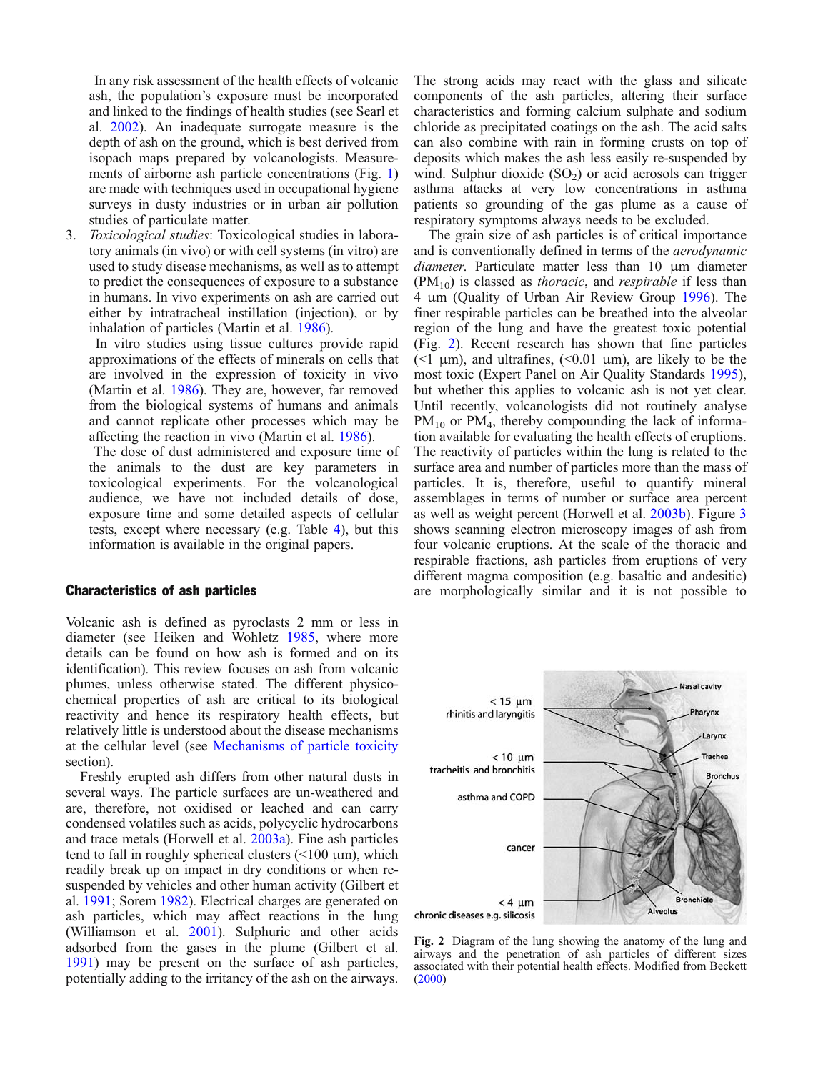In any risk assessment of the health effects of volcanic ash, the population's exposure must be incorporated and linked to the findings of health studies (see Searl et al. 2002). An inadequate surrogate measure is the depth of ash on the ground, which is best derived from isopach maps prepared by volcanologists. Measurements of airborne ash particle concentrations (Fig. 1) are made with techniques used in occupational hygiene surveys in dusty industries or in urban air pollution studies of particulate matter.

3. *Toxicological studies*: Toxicological studies in laboratory animals (in vivo) or with cell systems (in vitro) are used to study disease mechanisms, as well as to attempt to predict the consequences of exposure to a substance in humans. In vivo experiments on ash are carried out either by intratracheal instillation (injection), or by inhalation of particles (Martin et al. 1986).

   In vitro studies using tissue cultures provide rapid approximations of the effects of minerals on cells that are involved in the expression of toxicity in vivo (Martin et al. 1986). They are, however, far removed from the biological systems of humans and animals and cannot replicate other processes which may be affecting the reaction in vivo (Martin et al. 1986).

   The dose of dust administered and exposure time of the animals to the dust are key parameters in toxicological experiments. For the volcanological audience, we have not included details of dose, exposure time and some detailed aspects of cellular tests, except where necessary (e.g. Table 4), but this information is available in the original papers.

## Characteristics of ash particles

Volcanic ash is defined as pyroclasts 2 mm or less in diameter (see Heiken and Wohletz 1985, where more details can be found on how ash is formed and on its identification). This review focuses on ash from volcanic plumes, unless otherwise stated. The different physicochemical properties of ash are critical to its biological reactivity and hence its respiratory health effects, but relatively little is understood about the disease mechanisms at the cellular level (see Mechanisms of particle toxicity section).

Freshly erupted ash differs from other natural dusts in several ways. The particle surfaces are un-weathered and are, therefore, not oxidised or leached and can carry condensed volatiles such as acids, polycyclic hydrocarbons and trace metals (Horwell et al. 2003a). Fine ash particles tend to fall in roughly spherical clusters (<100 μm), which readily break up on impact in dry conditions or when re-suspended by vehicles and other human activity (Gilbert et al. 1991; Sorem 1982). Electrical charges are generated on ash particles, which may affect reactions in the lung (Williamson et al. 2001). Sulphuric and other acids adsorbed from the gases in the plume (Gilbert et al. 1991) may be present on the surface of ash particles, potentially adding to the irritancy of the ash on the airways. The strong acids may react with the glass and silicate components of the ash particles, altering their surface characteristics and forming calcium sulphate and sodium chloride as precipitated coatings on the ash. The acid salts can also combine with rain in forming crusts on top of deposits which makes the ash less easily re-suspended by wind. Sulphur dioxide ($SO_2$) or acid aerosols can trigger asthma attacks at very low concentrations in asthma patients so grounding of the gas plume as a cause of respiratory symptoms always needs to be excluded.

The grain size of ash particles is of critical importance and is conventionally defined in terms of the *aerodynamic diameter*. Particulate matter less than 10 μm diameter ($PM_{10}$) is classed as *thoracic*, and *respirable* if less than 4 μm (Quality of Urban Air Review Group 1996). The finer respirable particles can be breathed into the alveolar region of the lung and have the greatest toxic potential (Fig. 2). Recent research has shown that fine particles (<1 μm), and ultrafines, (<0.01 μm), are likely to be the most toxic (Expert Panel on Air Quality Standards 1995), but whether this applies to volcanic ash is not yet clear. Until recently, volcanologists did not routinely analyse $PM_{10}$ or $PM_4$, thereby compounding the lack of information available for evaluating the health effects of eruptions. The reactivity of particles within the lung is related to the surface area and number of particles more than the mass of particles. It is, therefore, useful to quantify mineral assemblages in terms of number or surface area percent as well as weight percent (Horwell et al. 2003b). Figure 3 shows scanning electron microscopy images of ash from four volcanic eruptions. At the scale of the thoracic and respirable fractions, ash particles from eruptions of very different magma composition (e.g. basaltic and andesitic) are morphologically similar and it is not possible to

**Fig. 2** Diagram of the lung showing the anatomy of the lung and airways and the penetration of ash particles of different sizes associated with their potential health effects. Modified from Beckett (2000)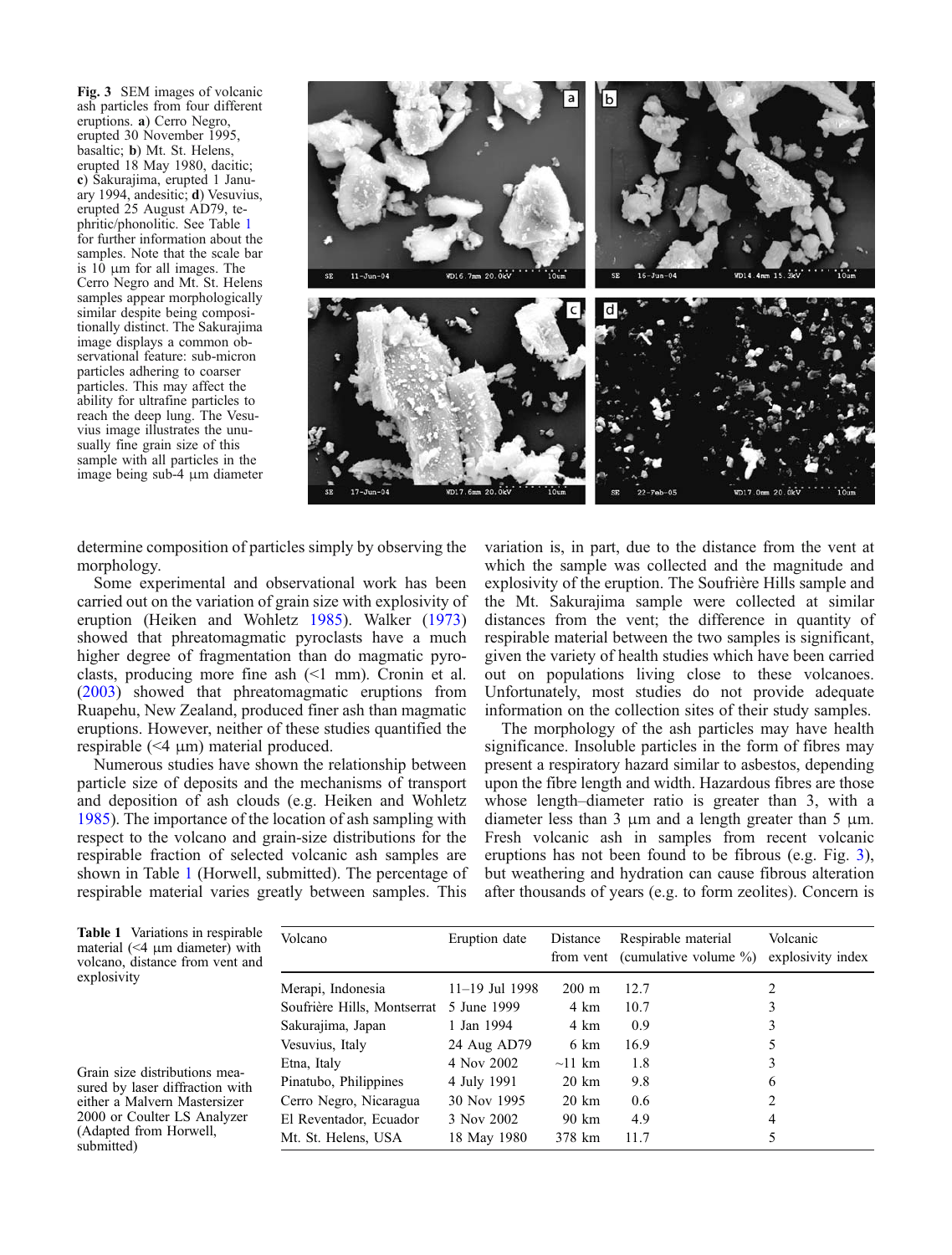**Fig. 3** SEM images of volcanic ash particles from four different eruptions. **a**) Cerro Negro, erupted 30 November 1995, basaltic; **b**) Mt. St. Helens, erupted 18 May 1980, dacitic; **c**) Sakurajima, erupted 1 January 1994, andesitic; **d**) Vesuvius, erupted 25 August AD79, tephritic/phonolitic. See Table 1 for further information about the samples. Note that the scale bar is 10 μm for all images. The Cerro Negro and Mt. St. Helens samples appear morphologically similar despite being compositionally distinct. The Sakurajima image displays a common observational feature: sub-micron particles adhering to coarser particles. This may affect the ability for ultrafine particles to reach the deep lung. The Vesuvius image illustrates the unusually fine grain size of this sample with all particles in the image being sub-4 μm diameter

determine composition of particles simply by observing the morphology.

Some experimental and observational work has been carried out on the variation of grain size with explosivity of eruption (Heiken and Wohletz 1985). Walker (1973) showed that phreatomagmatic pyroclasts have a much higher degree of fragmentation than do magmatic pyroclasts, producing more fine ash (<1 mm). Cronin et al. (2003) showed that phreatomagmatic eruptions from Ruapehu, New Zealand, produced finer ash than magmatic eruptions. However, neither of these studies quantified the respirable (<4 μm) material produced.

Numerous studies have shown the relationship between particle size of deposits and the mechanisms of transport and deposition of ash clouds (e.g. Heiken and Wohletz 1985). The importance of the location of ash sampling with respect to the volcano and grain-size distributions for the respirable fraction of selected volcanic ash samples are shown in Table 1 (Horwell, submitted). The percentage of respirable material varies greatly between samples. This variation is, in part, due to the distance from the vent at which the sample was collected and the magnitude and explosivity of the eruption. The Soufrière Hills sample and the Mt. Sakurajima sample were collected at similar distances from the vent; the difference in quantity of respirable material between the two samples is significant, given the variety of health studies which have been carried out on populations living close to these volcanoes. Unfortunately, most studies do not provide adequate information on the collection sites of their study samples.

The morphology of the ash particles may have health significance. Insoluble particles in the form of fibres may present a respiratory hazard similar to asbestos, depending upon the fibre length and width. Hazardous fibres are those whose length–diameter ratio is greater than 3, with a diameter less than 3 μm and a length greater than 5 μm. Fresh volcanic ash in samples from recent volcanic eruptions has not been found to be fibrous (e.g. Fig. 3), but weathering and hydration can cause fibrous alteration after thousands of years (e.g. to form zeolites). Concern is

**Table 1** Variations in respirable material (<4 μm diameter) with volcano, distance from vent and explosivity

| Volcano | Eruption date | Distance from vent | Respirable material (cumulative volume %) | Volcanic explosivity index |
|---|---|---|---|---|
| Merapi, Indonesia | 11–19 Jul 1998 | 200 m | 12.7 | 2 |
| Soufrière Hills, Montserrat | 5 June 1999 | 4 km | 10.7 | 3 |
| Sakurajima, Japan | 1 Jan 1994 | 4 km | 0.9 | 3 |
| Vesuvius, Italy | 24 Aug AD79 | 6 km | 16.9 | 5 |
| Etna, Italy | 4 Nov 2002 | ~11 km | 1.8 | 3 |
| Pinatubo, Philippines | 4 July 1991 | 20 km | 9.8 | 6 |
| Cerro Negro, Nicaragua | 30 Nov 1995 | 20 km | 0.6 | 2 |
| El Reventador, Ecuador | 3 Nov 2002 | 90 km | 4.9 | 4 |
| Mt. St. Helens, USA | 18 May 1980 | 378 km | 11.7 | 5 |

Grain size distributions measured by laser diffraction with either a Malvern Mastersizer 2000 or Coulter LS Analyzer (Adapted from Horwell, submitted)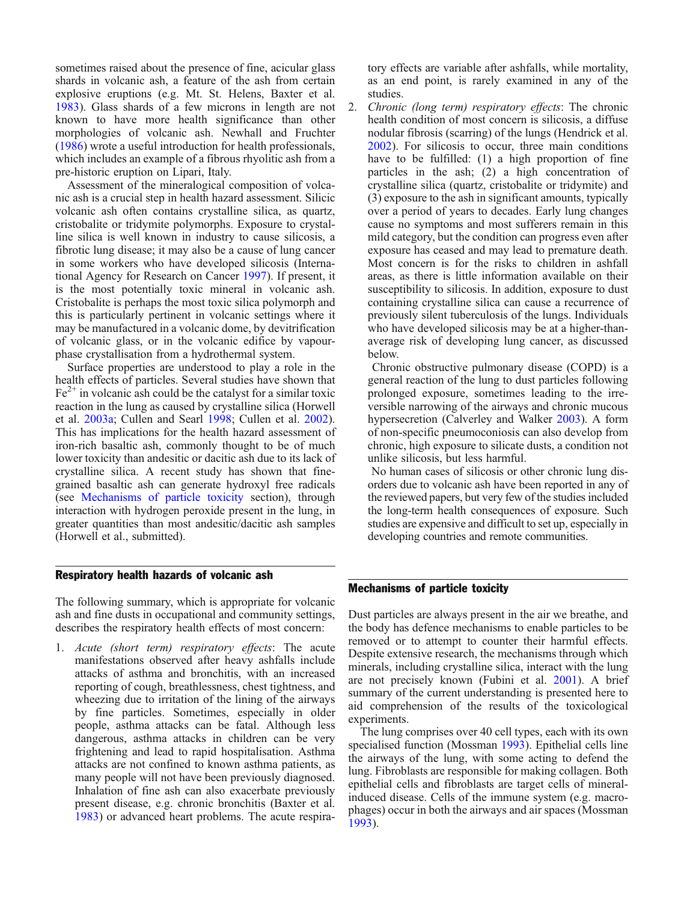sometimes raised about the presence of fine, acicular glass shards in volcanic ash, a feature of the ash from certain explosive eruptions (e.g. Mt. St. Helens, Baxter et al. 1983). Glass shards of a few microns in length are not known to have more health significance than other morphologies of volcanic ash. Newhall and Fruchter (1986) wrote a useful introduction for health professionals, which includes an example of a fibrous rhyolitic ash from a pre-historic eruption on Lipari, Italy.

Assessment of the mineralogical composition of volcanic ash is a crucial step in health hazard assessment. Silicic volcanic ash often contains crystalline silica, as quartz, cristobalite or tridymite polymorphs. Exposure to crystalline silica is well known in industry to cause silicosis, a fibrotic lung disease; it may also be a cause of lung cancer in some workers who have developed silicosis (International Agency for Research on Cancer 1997). If present, it is the most potentially toxic mineral in volcanic ash. Cristobalite is perhaps the most toxic silica polymorph and this is particularly pertinent in volcanic settings where it may be manufactured in a volcanic dome, by devitrification of volcanic glass, or in the volcanic edifice by vapour-phase crystallisation from a hydrothermal system.

Surface properties are understood to play a role in the health effects of particles. Several studies have shown that $Fe^{2+}$ in volcanic ash could be the catalyst for a similar toxic reaction in the lung as caused by crystalline silica (Horwell et al. 2003a; Cullen and Searl 1998; Cullen et al. 2002). This has implications for the health hazard assessment of iron-rich basaltic ash, commonly thought to be of much lower toxicity than andesitic or dacitic ash due to its lack of crystalline silica. A recent study has shown that fine-grained basaltic ash can generate hydroxyl free radicals (see Mechanisms of particle toxicity section), through interaction with hydrogen peroxide present in the lung, in greater quantities than most andesitic/dacitic ash samples (Horwell et al., submitted).

## Respiratory health hazards of volcanic ash

The following summary, which is appropriate for volcanic ash and fine dusts in occupational and community settings, describes the respiratory health effects of most concern:

1. *Acute (short term) respiratory effects*: The acute manifestations observed after heavy ashfalls include attacks of asthma and bronchitis, with an increased reporting of cough, breathlessness, chest tightness, and wheezing due to irritation of the lining of the airways by fine particles. Sometimes, especially in older people, asthma attacks can be fatal. Although less dangerous, asthma attacks in children can be very frightening and lead to rapid hospitalisation. Asthma attacks are not confined to known asthma patients, as many people will not have been previously diagnosed. Inhalation of fine ash can also exacerbate previously present disease, e.g. chronic bronchitis (Baxter et al. 1983) or advanced heart problems. The acute respiratory effects are variable after ashfalls, while mortality, as an end point, is rarely examined in any of the studies.
2. *Chronic (long term) respiratory effects*: The chronic health condition of most concern is silicosis, a diffuse nodular fibrosis (scarring) of the lungs (Hendrick et al. 2002). For silicosis to occur, three main conditions have to be fulfilled: (1) a high proportion of fine particles in the ash; (2) a high concentration of crystalline silica (quartz, cristobalite or tridymite) and (3) exposure to the ash in significant amounts, typically over a period of years to decades. Early lung changes cause no symptoms and most sufferers remain in this mild category, but the condition can progress even after exposure has ceased and may lead to premature death. Most concern is for the risks to children in ashfall areas, as there is little information available on their susceptibility to silicosis. In addition, exposure to dust containing crystalline silica can cause a recurrence of previously silent tuberculosis of the lungs. Individuals who have developed silicosis may be at a higher-than-average risk of developing lung cancer, as discussed below.

   Chronic obstructive pulmonary disease (COPD) is a general reaction of the lung to dust particles following prolonged exposure, sometimes leading to the irreversible narrowing of the airways and chronic mucous hypersecretion (Calverley and Walker 2003). A form of non-specific pneumoconiosis can also develop from chronic, high exposure to silicate dusts, a condition not unlike silicosis, but less harmful.

   No human cases of silicosis or other chronic lung disorders due to volcanic ash have been reported in any of the reviewed papers, but very few of the studies included the long-term health consequences of exposure. Such studies are expensive and difficult to set up, especially in developing countries and remote communities.

## Mechanisms of particle toxicity

Dust particles are always present in the air we breathe, and the body has defence mechanisms to enable particles to be removed or to attempt to counter their harmful effects. Despite extensive research, the mechanisms through which minerals, including crystalline silica, interact with the lung are not precisely known (Fubini et al. 2001). A brief summary of the current understanding is presented here to aid comprehension of the results of the toxicological experiments.

The lung comprises over 40 cell types, each with its own specialised function (Mossman 1993). Epithelial cells line the airways of the lung, with some acting to defend the lung. Fibroblasts are responsible for making collagen. Both epithelial cells and fibroblasts are target cells of mineral-induced disease. Cells of the immune system (e.g. macrophages) occur in both the airways and air spaces (Mossman 1993).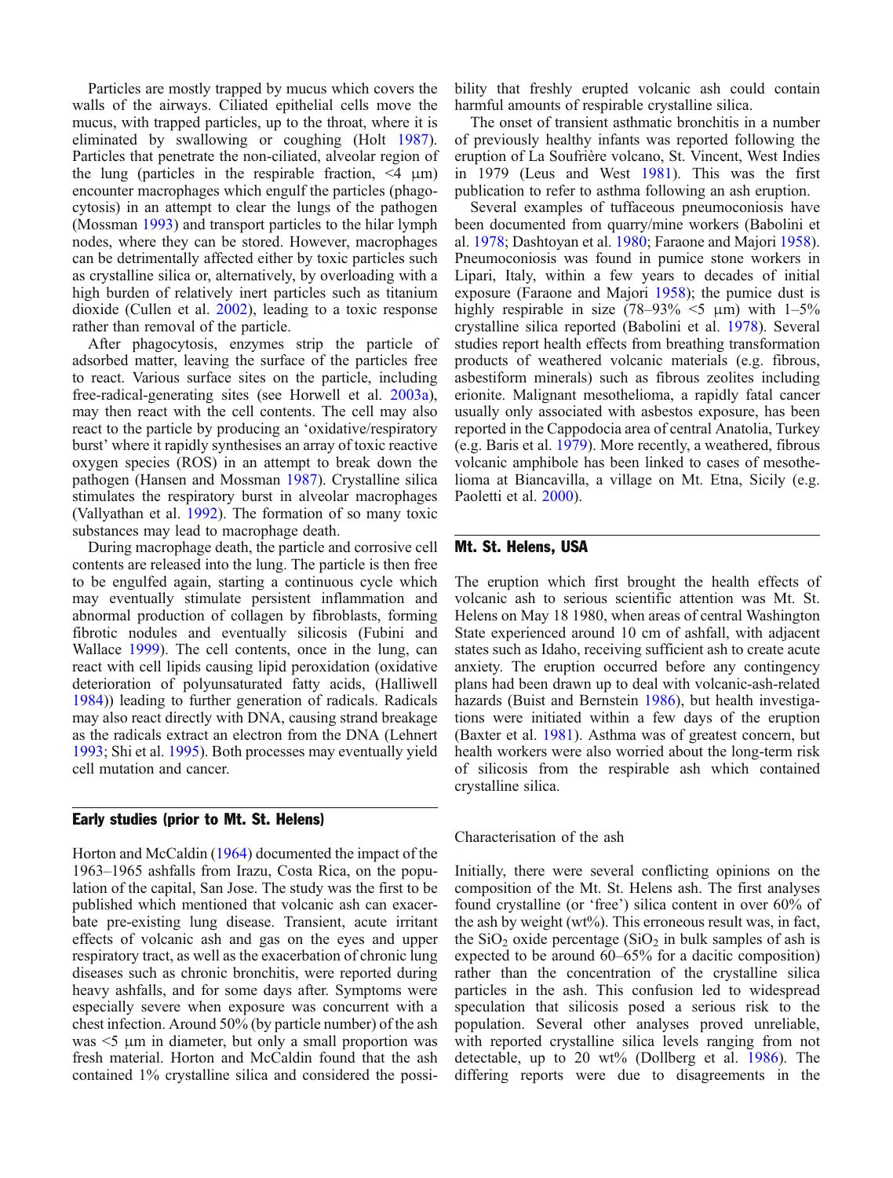Particles are mostly trapped by mucus which covers the walls of the airways. Ciliated epithelial cells move the mucus, with trapped particles, up to the throat, where it is eliminated by swallowing or coughing (Holt 1987). Particles that penetrate the non-ciliated, alveolar region of the lung (particles in the respirable fraction, <4 μm) encounter macrophages which engulf the particles (phagocytosis) in an attempt to clear the lungs of the pathogen (Mossman 1993) and transport particles to the hilar lymph nodes, where they can be stored. However, macrophages can be detrimentally affected either by toxic particles such as crystalline silica or, alternatively, by overloading with a high burden of relatively inert particles such as titanium dioxide (Cullen et al. 2002), leading to a toxic response rather than removal of the particle.

After phagocytosis, enzymes strip the particle of adsorbed matter, leaving the surface of the particles free to react. Various surface sites on the particle, including free-radical-generating sites (see Horwell et al. 2003a), may then react with the cell contents. The cell may also react to the particle by producing an 'oxidative/respiratory burst' where it rapidly synthesises an array of toxic reactive oxygen species (ROS) in an attempt to break down the pathogen (Hansen and Mossman 1987). Crystalline silica stimulates the respiratory burst in alveolar macrophages (Vallyathan et al. 1992). The formation of so many toxic substances may lead to macrophage death.

During macrophage death, the particle and corrosive cell contents are released into the lung. The particle is then free to be engulfed again, starting a continuous cycle which may eventually stimulate persistent inflammation and abnormal production of collagen by fibroblasts, forming fibrotic nodules and eventually silicosis (Fubini and Wallace 1999). The cell contents, once in the lung, can react with cell lipids causing lipid peroxidation (oxidative deterioration of polyunsaturated fatty acids, (Halliwell 1984)) leading to further generation of radicals. Radicals may also react directly with DNA, causing strand breakage as the radicals extract an electron from the DNA (Lehnert 1993; Shi et al. 1995). Both processes may eventually yield cell mutation and cancer.

## Early studies (prior to Mt. St. Helens)

Horton and McCaldin (1964) documented the impact of the 1963–1965 ashfalls from Irazu, Costa Rica, on the population of the capital, San Jose. The study was the first to be published which mentioned that volcanic ash can exacerbate pre-existing lung disease. Transient, acute irritant effects of volcanic ash and gas on the eyes and upper respiratory tract, as well as the exacerbation of chronic lung diseases such as chronic bronchitis, were reported during heavy ashfalls, and for some days after. Symptoms were especially severe when exposure was concurrent with a chest infection. Around 50% (by particle number) of the ash was <5 μm in diameter, but only a small proportion was fresh material. Horton and McCaldin found that the ash contained 1% crystalline silica and considered the possibility that freshly erupted volcanic ash could contain harmful amounts of respirable crystalline silica.

The onset of transient asthmatic bronchitis in a number of previously healthy infants was reported following the eruption of La Soufrière volcano, St. Vincent, West Indies in 1979 (Leus and West 1981). This was the first publication to refer to asthma following an ash eruption.

Several examples of tuffaceous pneumoconiosis have been documented from quarry/mine workers (Babolini et al. 1978; Dashtoyan et al. 1980; Faraone and Majori 1958). Pneumoconiosis was found in pumice stone workers in Lipari, Italy, within a few years to decades of initial exposure (Faraone and Majori 1958); the pumice dust is highly respirable in size (78–93% <5 μm) with 1–5% crystalline silica reported (Babolini et al. 1978). Several studies report health effects from breathing transformation products of weathered volcanic materials (e.g. fibrous, asbestiform minerals) such as fibrous zeolites including erionite. Malignant mesothelioma, a rapidly fatal cancer usually only associated with asbestos exposure, has been reported in the Cappodocia area of central Anatolia, Turkey (e.g. Baris et al. 1979). More recently, a weathered, fibrous volcanic amphibole has been linked to cases of mesothelioma at Biancavilla, a village on Mt. Etna, Sicily (e.g. Paoletti et al. 2000).

## Mt. St. Helens, USA

The eruption which first brought the health effects of volcanic ash to serious scientific attention was Mt. St. Helens on May 18 1980, when areas of central Washington State experienced around 10 cm of ashfall, with adjacent states such as Idaho, receiving sufficient ash to create acute anxiety. The eruption occurred before any contingency plans had been drawn up to deal with volcanic-ash-related hazards (Buist and Bernstein 1986), but health investigations were initiated within a few days of the eruption (Baxter et al. 1981). Asthma was of greatest concern, but health workers were also worried about the long-term risk of silicosis from the respirable ash which contained crystalline silica.

### Characterisation of the ash

Initially, there were several conflicting opinions on the composition of the Mt. St. Helens ash. The first analyses found crystalline (or 'free') silica content in over 60% of the ash by weight (wt%). This erroneous result was, in fact, the $SiO_2$ oxide percentage ($SiO_2$ in bulk samples of ash is expected to be around 60–65% for a dacitic composition) rather than the concentration of the crystalline silica particles in the ash. This confusion led to widespread speculation that silicosis posed a serious risk to the population. Several other analyses proved unreliable, with reported crystalline silica levels ranging from not detectable, up to 20 wt% (Dollberg et al. 1986). The differing reports were due to disagreements in the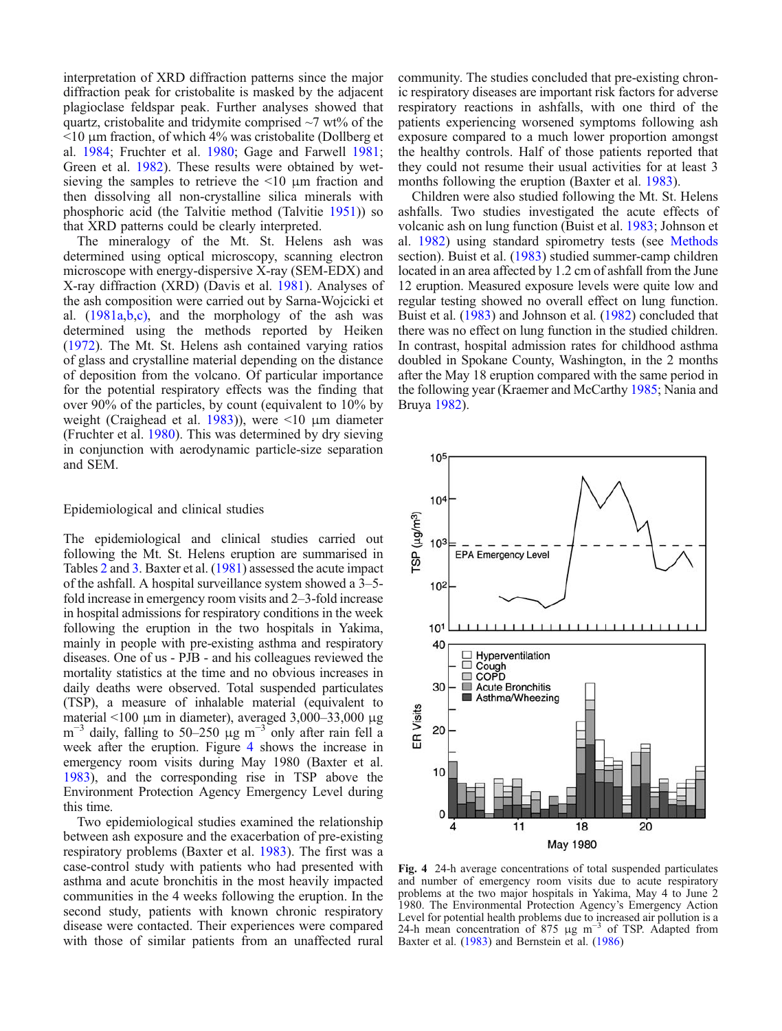interpretation of XRD diffraction patterns since the major diffraction peak for cristobalite is masked by the adjacent plagioclase feldspar peak. Further analyses showed that quartz, cristobalite and tridymite comprised ~7 wt% of the <10 μm fraction, of which 4% was cristobalite (Dollberg et al. 1984; Fruchter et al. 1980; Gage and Farwell 1981; Green et al. 1982). These results were obtained by wet-sieving the samples to retrieve the <10 μm fraction and then dissolving all non-crystalline silica minerals with phosphoric acid (the Talvitie method (Talvitie 1951)) so that XRD patterns could be clearly interpreted.

The mineralogy of the Mt. St. Helens ash was determined using optical microscopy, scanning electron microscope with energy-dispersive X-ray (SEM-EDX) and X-ray diffraction (XRD) (Davis et al. 1981). Analyses of the ash composition were carried out by Sarna-Wojcicki et al. (1981a,b,c), and the morphology of the ash was determined using the methods reported by Heiken (1972). The Mt. St. Helens ash contained varying ratios of glass and crystalline material depending on the distance of deposition from the volcano. Of particular importance for the potential respiratory effects was the finding that over 90% of the particles, by count (equivalent to 10% by weight (Craighead et al. 1983)), were <10 μm diameter (Fruchter et al. 1980). This was determined by dry sieving in conjunction with aerodynamic particle-size separation and SEM.

## Epidemiological and clinical studies

The epidemiological and clinical studies carried out following the Mt. St. Helens eruption are summarised in Tables 2 and 3. Baxter et al. (1981) assessed the acute impact of the ashfall. A hospital surveillance system showed a 3–5-fold increase in emergency room visits and 2–3-fold increase in hospital admissions for respiratory conditions in the week following the eruption in the two hospitals in Yakima, mainly in people with pre-existing asthma and respiratory diseases. One of us - PJB - and his colleagues reviewed the mortality statistics at the time and no obvious increases in daily deaths were observed. Total suspended particulates (TSP), a measure of inhalable material (equivalent to material <100 μm in diameter), averaged 3,000–33,000 μg m$^{-3}$ daily, falling to 50–250 μg m$^{-3}$ only after rain fell a week after the eruption. Figure 4 shows the increase in emergency room visits during May 1980 (Baxter et al. 1983), and the corresponding rise in TSP above the Environment Protection Agency Emergency Level during this time.

Two epidemiological studies examined the relationship between ash exposure and the exacerbation of pre-existing respiratory problems (Baxter et al. 1983). The first was a case-control study with patients who had presented with asthma and acute bronchitis in the most heavily impacted communities in the 4 weeks following the eruption. In the second study, patients with known chronic respiratory disease were contacted. Their experiences were compared with those of similar patients from an unaffected rural community. The studies concluded that pre-existing chronic respiratory diseases are important risk factors for adverse respiratory reactions in ashfalls, with one third of the patients experiencing worsened symptoms following ash exposure compared to a much lower proportion amongst the healthy controls. Half of those patients reported that they could not resume their usual activities for at least 3 months following the eruption (Baxter et al. 1983).

Children were also studied following the Mt. St. Helens ashfalls. Two studies investigated the acute effects of volcanic ash on lung function (Buist et al. 1983; Johnson et al. 1982) using standard spirometry tests (see Methods section). Buist et al. (1983) studied summer-camp children located in an area affected by 1.2 cm of ashfall from the June 12 eruption. Measured exposure levels were quite low and regular testing showed no overall effect on lung function. Buist et al. (1983) and Johnson et al. (1982) concluded that there was no effect on lung function in the studied children. In contrast, hospital admission rates for childhood asthma doubled in Spokane County, Washington, in the 2 months after the May 18 eruption compared with the same period in the following year (Kraemer and McCarthy 1985; Nania and Bruya 1982).

**Fig. 4** 24-h average concentrations of total suspended particulates and number of emergency room visits due to acute respiratory problems at the two major hospitals in Yakima, May 4 to June 2 1980. The Environmental Protection Agency's Emergency Action Level for potential health problems due to increased air pollution is a 24-h mean concentration of 875 μg m$^{-3}$ of TSP. Adapted from Baxter et al. (1983) and Bernstein et al. (1986)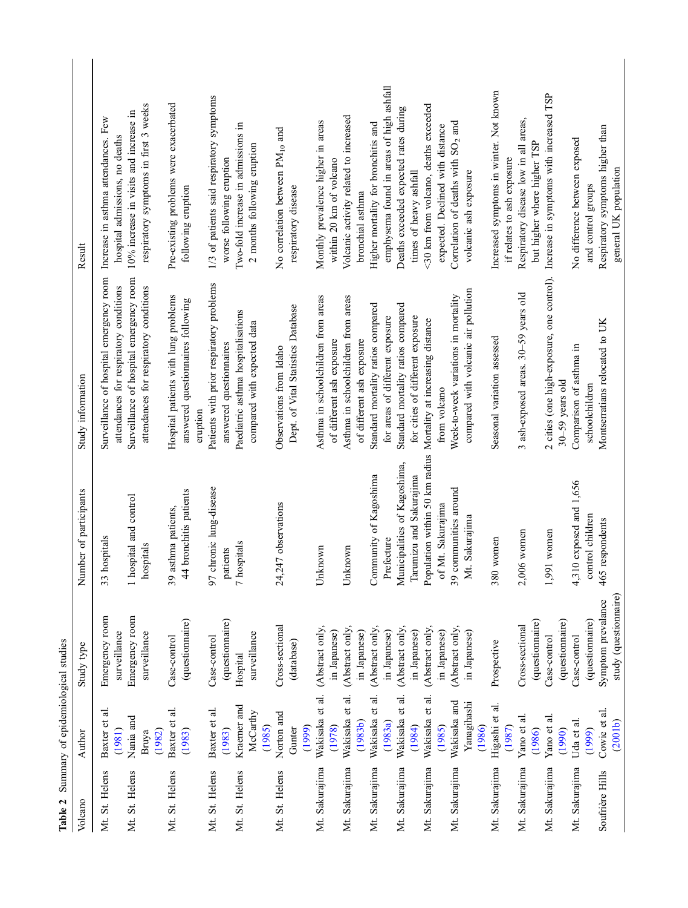**Table 2** Summary of epidemiological studies

| Volcano | Author | Study type | Number of participants | Study information | Result |
|---|---|---|---|---|---|
| Mt. St. Helens | Baxter et al. (1981) | Emergency room surveillance | 33 hospitals | Surveillance of hospital emergency room attendances for respiratory conditions | Increase in asthma attendances. Few hospital admissions, no deaths |
| Mt. St. Helens | Nania and Bruya (1982) | Emergency room surveillance | 1 hospital and control hospitals | Surveillance of hospital emergency room attendances for respiratory conditions | 10% increase in visits and increase in respiratory symptoms in first 3 weeks |
| Mt. St. Helens | Baxter et al. (1983) | Case-control (questionnaire) | 39 asthma patients, 44 bronchitis patients | Hospital patients with lung problems answered questionnaires following eruption | Pre-existing problems were exacerbated following eruption |
| Mt. St. Helens | Baxter et al. (1983) | Case-control (questionnaire) | 97 chronic lung-disease patients | Patients with prior respiratory problems answered questionnaires | 1/3 of patients said respiratory symptoms worse following eruption |
| Mt. St. Helens | Kraemer and McCarthy (1985) | Hospital surveillance | 7 hospitals | Paediatric asthma hospitalisations compared with expected data | Two-fold increase in admissions in 2 months following eruption |
| Mt. St. Helens | Norton and Gunter (1999) | Cross-sectional (database) | 24,247 observations | Observations from Idaho Dept. of Vital Statistics Database | No correlation between $PM_{10}$ and respiratory disease |
| Mt. Sakurajima | Wakisaka et al. (1978) | (Abstract only, in Japanese) | Unknown | Asthma in schoolchildren from areas of different ash exposure | Monthly prevalence higher in areas within 20 km of volcano |
| Mt. Sakurajima | Wakisaka et al. (1983b) | (Abstract only, in Japanese) | Unknown | Asthma in schoolchildren from areas of different ash exposure | Volcanic activity related to increased bronchial asthma |
| Mt. Sakurajima | Wakisaka et al. (1983a) | (Abstract only, in Japanese) | Community of Kagoshima Prefecture | Standard mortality ratios compared for areas of different exposure | Higher mortality for bronchitis and emphysema found in areas of high ashfall |
| Mt. Sakurajima | Wakisaka et al. (1984) | (Abstract only, in Japanese) | Municipalities of Kagoshima, Tarumizu and Sakurajima | Standard mortality ratios compared for cities of different exposure | Deaths exceeded expected rates during times of heavy ashfall |
| Mt. Sakurajima | Wakisaka et al. (1985) | (Abstract only, in Japanese) | Population within 50 km radius of Mt. Sakurajima | Mortality at increasing distance from volcano | <30 km from volcano, deaths exceeded expected. Declined with distance |
| Mt. Sakurajima | Wakisaka and Yanagihashi (1986) | (Abstract only, in Japanese) | 39 communities around Mt. Sakurajima | Week-to-week variations in mortality compared with volcanic air pollution | Correlation of deaths with $SO_2$ and volcanic ash exposure |
| Mt. Sakurajima | Higashi et al. (1987) | Prospective | 380 women | Seasonal variation assessed | Increased symptoms in winter. Not known if relates to ash exposure |
| Mt. Sakurajima | Yano et al. (1986) | Cross-sectional (questionnaire) | 2,006 women | 3 ash-exposed areas. 30–59 years old | Respiratory disease low in all areas, but higher where higher TSP |
| Mt. Sakurajima | Yano et al. (1990) | Case-control (questionnaire) | 1,991 women | 2 cities (one high-exposure, one control). 30–59 years old | Increase in symptoms with increased TSP |
| Mt. Sakurajima | Uda et al. (1999) | Case-control (questionnaire) | 4,310 exposed and 1,656 control children | Comparison of asthma in schoolchildren | No difference between exposed and control groups |
| Soufrière Hills | Cowie et al. (2001b) | Symptom prevalence study (questionnaire) | 465 respondents | Montserratians relocated to UK | Respiratory symptoms higher than general UK population |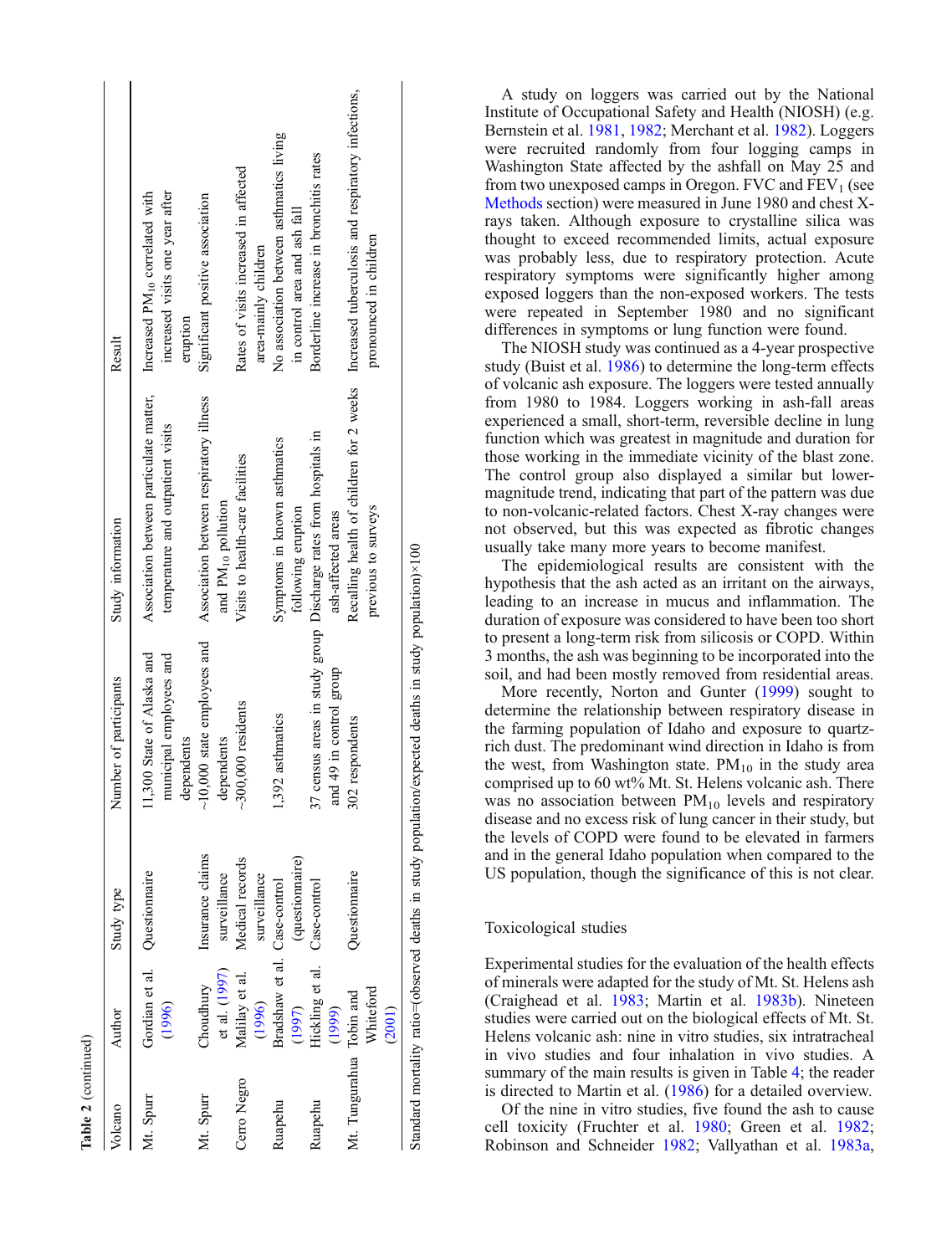**Table 2** (continued)

| Volcano | Author | Study type | Number of participants | Study information | Result |
|---|---|---|---|---|---|
| Mt. Spurr | Gordian et al. (1996) | Questionnaire | 11,300 State of Alaska and municipal employees and dependents | Association between particulate matter, temperature and outpatient visits | Increased $PM_{10}$ correlated with increased visits one year after eruption |
| Mt. Spurr | Choudhury et al. (1997) | Insurance claims surveillance | ~10,000 state employees and dependents | Association between respiratory illness and $PM_{10}$ pollution | Significant positive association |
| Cerro Negro | Malilay et al. (1996) | Medical records surveillance | ~300,000 residents | Visits to health-care facilities | Rates of visits increased in affected area-mainly children |
| Ruapehu | Bradshaw et al. (1997) | Case-control (questionnaire) | 1,392 asthmatics | Symptoms in known asthmatics following eruption | No association between asthmatics living in control area and ash fall |
| Ruapehu | Hickling et al. (1999) | Case-control | 37 census areas in study group and 49 in control group | Discharge rates from hospitals in ash-affected areas | Borderline increase in bronchitis rates |
| Mt. Tungurahua | Tobin and Whiteford (2001) | Questionnaire | 302 respondents | Recalling health of children for 2 weeks previous to surveys | Increased tuberculosis and respiratory infections, pronounced in children |

Standard mortality ratio=(observed deaths in study population/expected deaths in study population)×100

A study on loggers was carried out by the National Institute of Occupational Safety and Health (NIOSH) (e.g. Bernstein et al. 1981, 1982; Merchant et al. 1982). Loggers were recruited randomly from four logging camps in Washington State affected by the ashfall on May 25 and from two unexposed camps in Oregon. FVC and $FEV_1$ (see Methods section) were measured in June 1980 and chest X-rays taken. Although exposure to crystalline silica was thought to exceed recommended limits, actual exposure was probably less, due to respiratory protection. Acute respiratory symptoms were significantly higher among exposed loggers than the non-exposed workers. The tests were repeated in September 1980 and no significant differences in symptoms or lung function were found.

The NIOSH study was continued as a 4-year prospective study (Buist et al. 1986) to determine the long-term effects of volcanic ash exposure. The loggers were tested annually from 1980 to 1984. Loggers working in ash-fall areas experienced a small, short-term, reversible decline in lung function which was greatest in magnitude and duration for those working in the immediate vicinity of the blast zone. The control group also displayed a similar but lower-magnitude trend, indicating that part of the pattern was due to non-volcanic-related factors. Chest X-ray changes were not observed, but this was expected as fibrotic changes usually take many more years to become manifest.

The epidemiological results are consistent with the hypothesis that the ash acted as an irritant on the airways, leading to an increase in mucus and inflammation. The duration of exposure was considered to have been too short to present a long-term risk from silicosis or COPD. Within 3 months, the ash was beginning to be incorporated into the soil, and had been mostly removed from residential areas.

More recently, Norton and Gunter (1999) sought to determine the relationship between respiratory disease in the farming population of Idaho and exposure to quartz-rich dust. The predominant wind direction in Idaho is from the west, from Washington state. $PM_{10}$ in the study area comprised up to 60 wt% Mt. St. Helens volcanic ash. There was no association between $PM_{10}$ levels and respiratory disease and no excess risk of lung cancer in their study, but the levels of COPD were found to be elevated in farmers and in the general Idaho population when compared to the US population, though the significance of this is not clear.

## Toxicological studies

Experimental studies for the evaluation of the health effects of minerals were adapted for the study of Mt. St. Helens ash (Craighead et al. 1983; Martin et al. 1983b). Nineteen studies were carried out on the biological effects of Mt. St. Helens volcanic ash: nine in vitro studies, six intratracheal in vivo studies and four inhalation in vivo studies. A summary of the main results is given in Table 4; the reader is directed to Martin et al. (1986) for a detailed overview.

Of the nine in vitro studies, five found the ash to cause cell toxicity (Fruchter et al. 1980; Green et al. 1982; Robinson and Schneider 1982; Vallyathan et al. 1983a,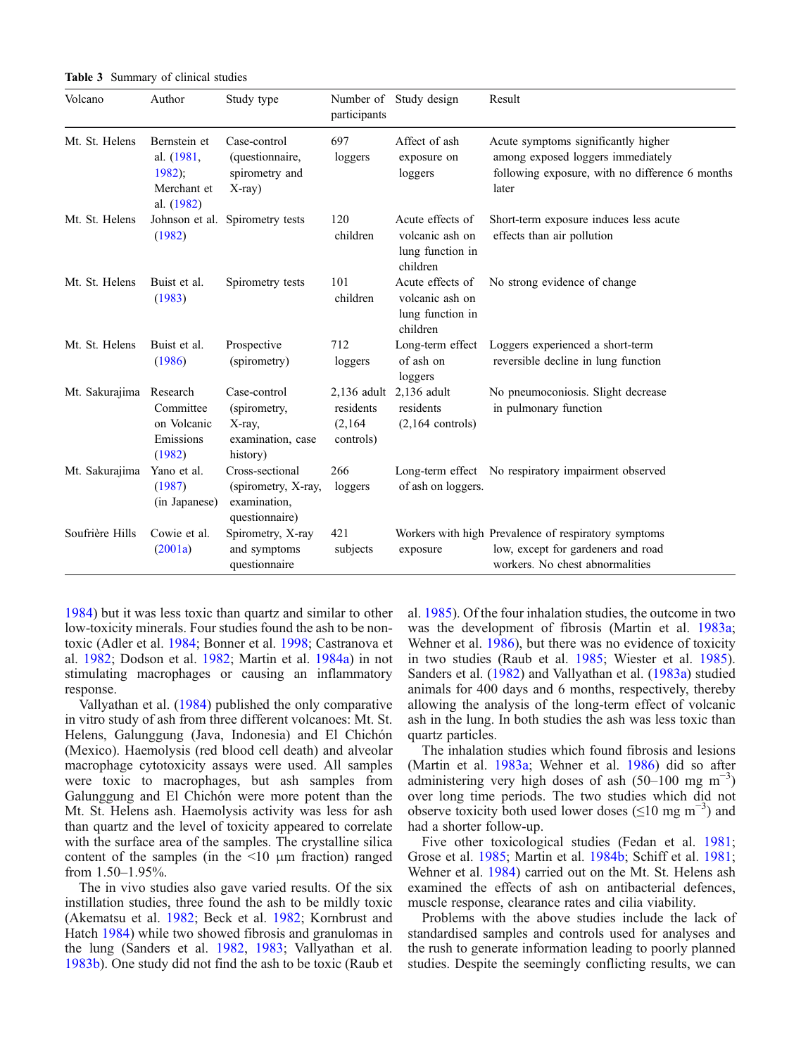**Table 3** Summary of clinical studies

| Volcano | Author | Study type | Number of participants | Study design | Result |
|---|---|---|---|---|---|
| Mt. St. Helens | Bernstein et al. (1981, 1982); Merchant et al. (1982) | Case-control (questionnaire, spirometry and X-ray) | 697 loggers | Affect of ash exposure on loggers | Acute symptoms significantly higher among exposed loggers immediately following exposure, with no difference 6 months later |
| Mt. St. Helens | Johnson et al. (1982) | Spirometry tests | 120 children | Acute effects of volcanic ash on lung function in children | Short-term exposure induces less acute effects than air pollution |
| Mt. St. Helens | Buist et al. (1983) | Spirometry tests | 101 children | Acute effects of volcanic ash on lung function in children | No strong evidence of change |
| Mt. St. Helens | Buist et al. (1986) | Prospective (spirometry) | 712 loggers | Long-term effect of ash on loggers | Loggers experienced a short-term reversible decline in lung function |
| Mt. Sakurajima | Research Committee on Volcanic Emissions (1982) | Case-control (spirometry, X-ray, examination, case history) | 2,136 adult residents (2,164 controls) | 2,136 adult residents (2,164 controls) | No pneumoconiosis. Slight decrease in pulmonary function |
| Mt. Sakurajima | Yano et al. (1987) (in Japanese) | Cross-sectional (spirometry, X-ray, examination, questionnaire) | 266 loggers | Long-term effect of ash on loggers. | No respiratory impairment observed |
| Soufrière Hills | Cowie et al. (2001a) | Spirometry, X-ray and symptoms questionnaire | 421 subjects | Workers with high exposure | Prevalence of respiratory symptoms low, except for gardeners and road workers. No chest abnormalities |

1984) but it was less toxic than quartz and similar to other low-toxicity minerals. Four studies found the ash to be non-toxic (Adler et al. 1984; Bonner et al. 1998; Castranova et al. 1982; Dodson et al. 1982; Martin et al. 1984a) in not stimulating macrophages or causing an inflammatory response.

Vallyathan et al. (1984) published the only comparative in vitro study of ash from three different volcanoes: Mt. St. Helens, Galunggung (Java, Indonesia) and El Chichón (Mexico). Haemolysis (red blood cell death) and alveolar macrophage cytotoxicity assays were used. All samples were toxic to macrophages, but ash samples from Galunggung and El Chichón were more potent than the Mt. St. Helens ash. Haemolysis activity was less for ash than quartz and the level of toxicity appeared to correlate with the surface area of the samples. The crystalline silica content of the samples (in the <10 μm fraction) ranged from 1.50–1.95%.

The in vivo studies also gave varied results. Of the six instillation studies, three found the ash to be mildly toxic (Akematsu et al. 1982; Beck et al. 1982; Kornbrust and Hatch 1984) while two showed fibrosis and granulomas in the lung (Sanders et al. 1982, 1983; Vallyathan et al. 1983b). One study did not find the ash to be toxic (Raub et al. 1985). Of the four inhalation studies, the outcome in two was the development of fibrosis (Martin et al. 1983a; Wehner et al. 1986), but there was no evidence of toxicity in two studies (Raub et al. 1985; Wiester et al. 1985). Sanders et al. (1982) and Vallyathan et al. (1983a) studied animals for 400 days and 6 months, respectively, thereby allowing the analysis of the long-term effect of volcanic ash in the lung. In both studies the ash was less toxic than quartz particles.

The inhalation studies which found fibrosis and lesions (Martin et al. 1983a; Wehner et al. 1986) did so after administering very high doses of ash (50–100 mg $m^{-3}$) over long time periods. The two studies which did not observe toxicity both used lower doses (≤10 mg $m^{-3}$) and had a shorter follow-up.

Five other toxicological studies (Fedan et al. 1981; Grose et al. 1985; Martin et al. 1984b; Schiff et al. 1981; Wehner et al. 1984) carried out on the Mt. St. Helens ash examined the effects of ash on antibacterial defences, muscle response, clearance rates and cilia viability.

Problems with the above studies include the lack of standardised samples and controls used for analyses and the rush to generate information leading to poorly planned studies. Despite the seemingly conflicting results, we can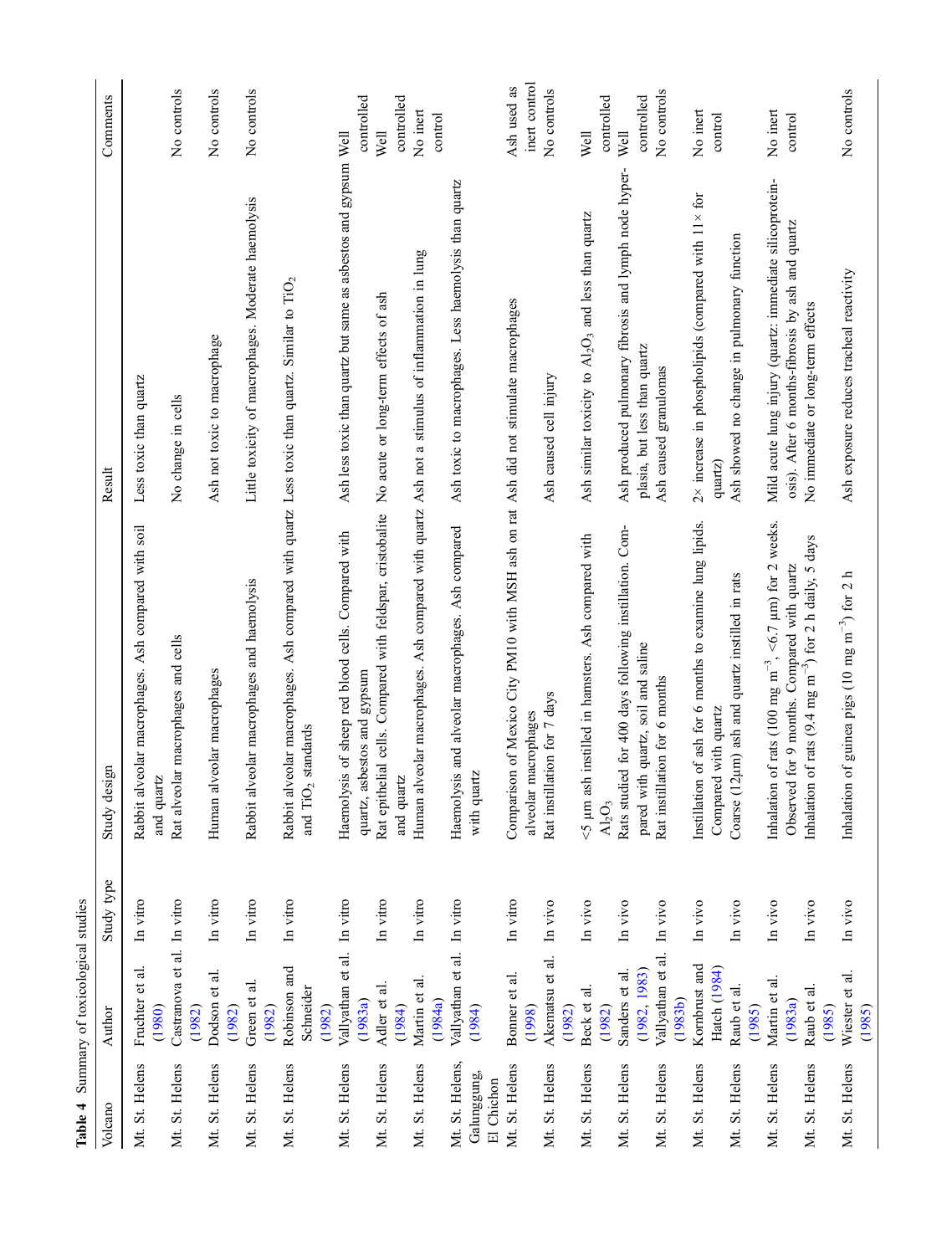**Table 4** Summary of toxicological studies

| Volcano | Author | Study type | Study design | Result | Comments |
|---|---|---|---|---|---|
| Mt. St. Helens | Fruchter et al. (1980) | In vitro | Rabbit alveolar macrophages. Ash compared with soil and quartz | Less toxic than quartz | |
| Mt. St. Helens | Castranova et al. (1982) | In vitro | Rat alveolar macrophages and cells | No change in cells | No controls |
| Mt. St. Helens | Dodson et al. (1982) | In vitro | Human alveolar macrophages | Ash not toxic to macrophage | No controls |
| Mt. St. Helens | Green et al. (1982) | In vitro | Rabbit alveolar macrophages and haemolysis | Little toxicity of macrophages. Moderate haemolysis | No controls |
| Mt. St. Helens | Robinson and Schneider (1982) | In vitro | Rabbit alveolar macrophages. Ash compared with quartz and $TiO_2$ standards | Less toxic than quartz. Similar to $TiO_2$ | |
| Mt. St. Helens | Vallyathan et al. (1983a) | In vitro | Haemolysis of sheep red blood cells. Compared with quartz, asbestos and gypsum | Ash less toxic than quartz but same as asbestos and gypsum | Well controlled |
| Mt. St. Helens | Adler et al. (1984) | In vitro | Rat epithelial cells. Compared with feldspar, cristobalite and quartz | No acute or long-term effects of ash | Well controlled |
| Mt. St. Helens | Martin et al. (1984a) | In vitro | Human alveolar macrophages. Ash compared with quartz | Ash not a stimulus of inflammation in lung | No inert control |
| Mt. St. Helens, Galunggung, El Chichon | Vallyathan et al. (1984) | In vitro | Haemolysis and alveolar macrophages. Ash compared with quartz | Ash toxic to macrophages. Less haemolysis than quartz | |
| Mt. St. Helens | Bonner et al. (1998) | In vitro | Comparison of Mexico City PM10 with MSH ash on rat alveolar macrophages | Ash did not stimulate macrophages | Ash used as inert control |
| Mt. St. Helens | Akematsu et al. (1982) | In vivo | Rat instillation for 7 days | Ash caused cell injury | No controls |
| Mt. St. Helens | Beck et al. (1982) | In vivo | <5 µm ash instilled in hamsters. Ash compared with $Al_2O_3$ | Ash similar toxicity to $Al_2O_3$ and less than quartz | Well controlled |
| Mt. St. Helens | Sanders et al. (1982, 1983) | In vivo | Rats studied for 400 days following instillation. Compared with quartz, soil and saline | Ash produced pulmonary fibrosis and lymph node hyperplasia, but less than quartz | Well controlled |
| Mt. St. Helens | Vallyathan et al. (1983b) | In vivo | Rat instillation for 6 months | Ash caused granulomas | No controls |
| Mt. St. Helens | Kornbrust and Hatch (1984) | In vivo | Instillation of ash for 6 months to examine lung lipids. Compared with quartz | 2× increase in phospholipids (compared with 11× for quartz) | No inert control |
| Mt. St. Helens | Raub et al. (1985) | In vivo | Coarse (12µm) ash and quartz instilled in rats | Ash showed no change in pulmonary function | |
| Mt. St. Helens | Martin et al. (1983a) | In vivo | Inhalation of rats (100 mg m$^{-3}$, <6.7 µm) for 2 weeks. Observed for 9 months. Compared with quartz | Mild acute lung injury (quartz: immediate silicoproteinosis). After 6 months-fibrosis by ash and quartz | No inert control |
| Mt. St. Helens | Raub et al. (1985) | In vivo | Inhalation of rats (9.4 mg m$^{-3}$) for 2 h daily, 5 days | No immediate or long-term effects | |
| Mt. St. Helens | Wiester et al. (1985) | In vivo | Inhalation of guinea pigs (10 mg m$^{-3}$) for 2 h | Ash exposure reduces tracheal reactivity | No controls |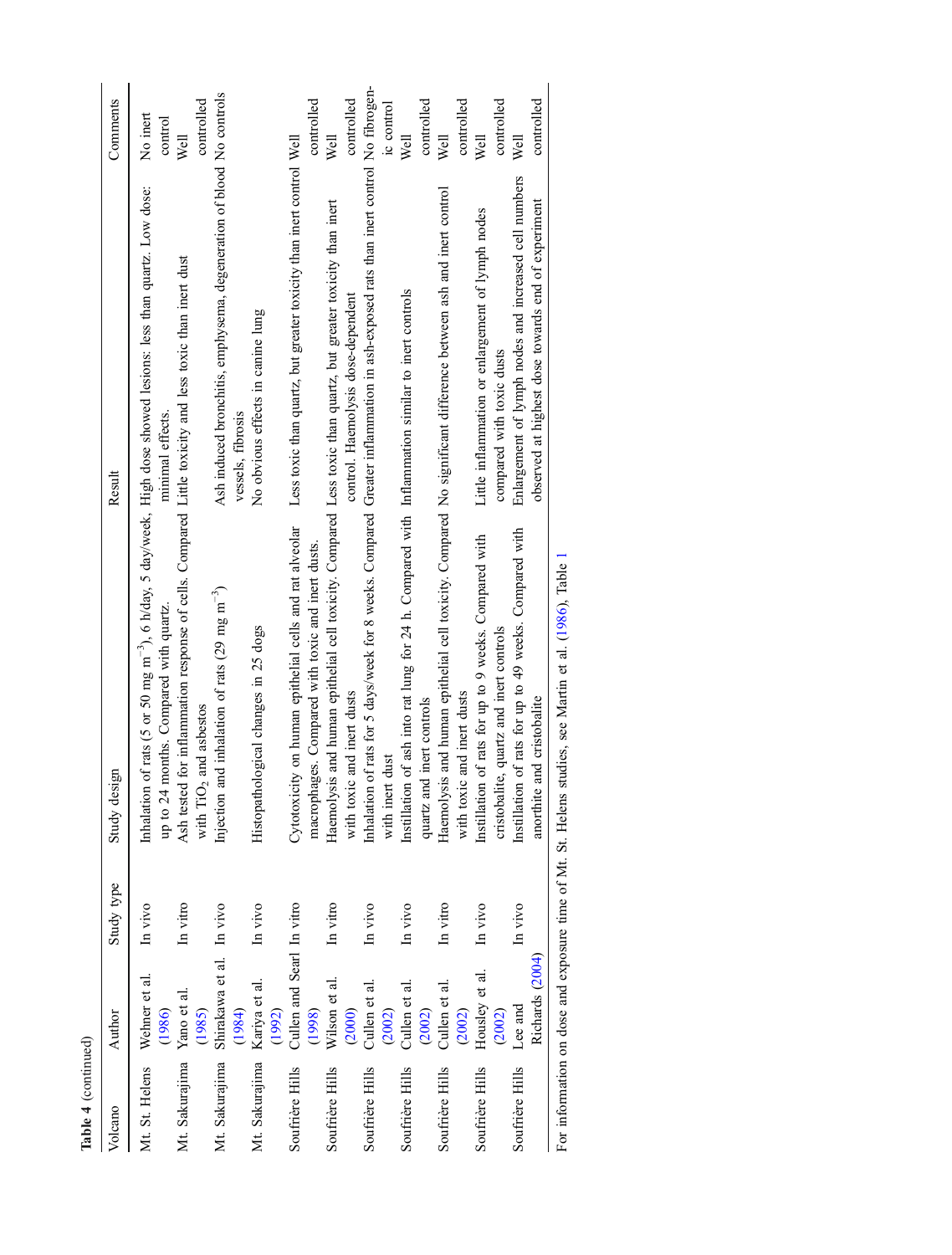**Table 4** (continued)

| Volcano | Author | Study type | Study design | Result | Comments |
|---|---|---|---|---|---|
| Mt. St. Helens | Wehner et al. (1986) | In vivo | Inhalation of rats (5 or 50 mg m$^{-3}$), 6 h/day, 5 day/week, up to 24 months. Compared with quartz. | High dose showed lesions: less than quartz. Low dose: minimal effects. | No inert control |
| Mt. Sakurajima | Yano et al. (1985) | In vitro | Ash tested for inflammation response of cells. Compared with $TiO_2$ and asbestos | Little toxicity and less toxic than inert dust | Well controlled |
| Mt. Sakurajima | Shirakawa et al. (1984) | In vivo | Injection and inhalation of rats (29 mg m$^{-3}$) | Ash induced bronchitis, emphysema, degeneration of blood vessels, fibrosis | No controls |
| Mt. Sakurajima | Kariya et al. (1992) | In vivo | Histopathological changes in 25 dogs | No obvious effects in canine lung | |
| Soufrière Hills | Cullen and Searl (1998) | In vitro | Cytotoxicity on human epithelial cells and rat alveolar macrophages. Compared with toxic and inert dusts. | Less toxic than quartz, but greater toxicity than inert control | Well controlled |
| Soufrière Hills | Wilson et al. (2000) | In vitro | Haemolysis and human epithelial cell toxicity. Compared with toxic and inert dusts | Less toxic than quartz, but greater toxicity than inert control. Haemolysis dose-dependent | Well controlled |
| Soufrière Hills | Cullen et al. (2002) | In vivo | Inhalation of rats for 5 days/week for 8 weeks. Compared with inert dust | Greater inflammation in ash-exposed rats than inert control | No fibrogenic control |
| Soufrière Hills | Cullen et al. (2002) | In vivo | Instillation of ash into rat lung for 24 h. Compared with quartz and inert controls | Inflammation similar to inert controls | Well controlled |
| Soufrière Hills | Cullen et al. (2002) | In vitro | Haemolysis and human epithelial cell toxicity. Compared with toxic and inert dusts | No significant difference between ash and inert control | Well controlled |
| Soufrière Hills | Housley et al. (2002) | In vivo | Instillation of rats for up to 9 weeks. Compared with cristobalite, quartz and inert controls | Little inflammation or enlargement of lymph nodes compared with toxic dusts | Well controlled |
| Soufrière Hills | Lee and Richards (2004) | In vivo | Instillation of rats for up to 49 weeks. Compared with anorthite and cristobalite | Enlargement of lymph nodes and increased cell numbers observed at highest dose towards end of experiment | Well controlled |

For information on dose and exposure time of Mt. St. Helens studies, see Martin et al. (1986), Table 1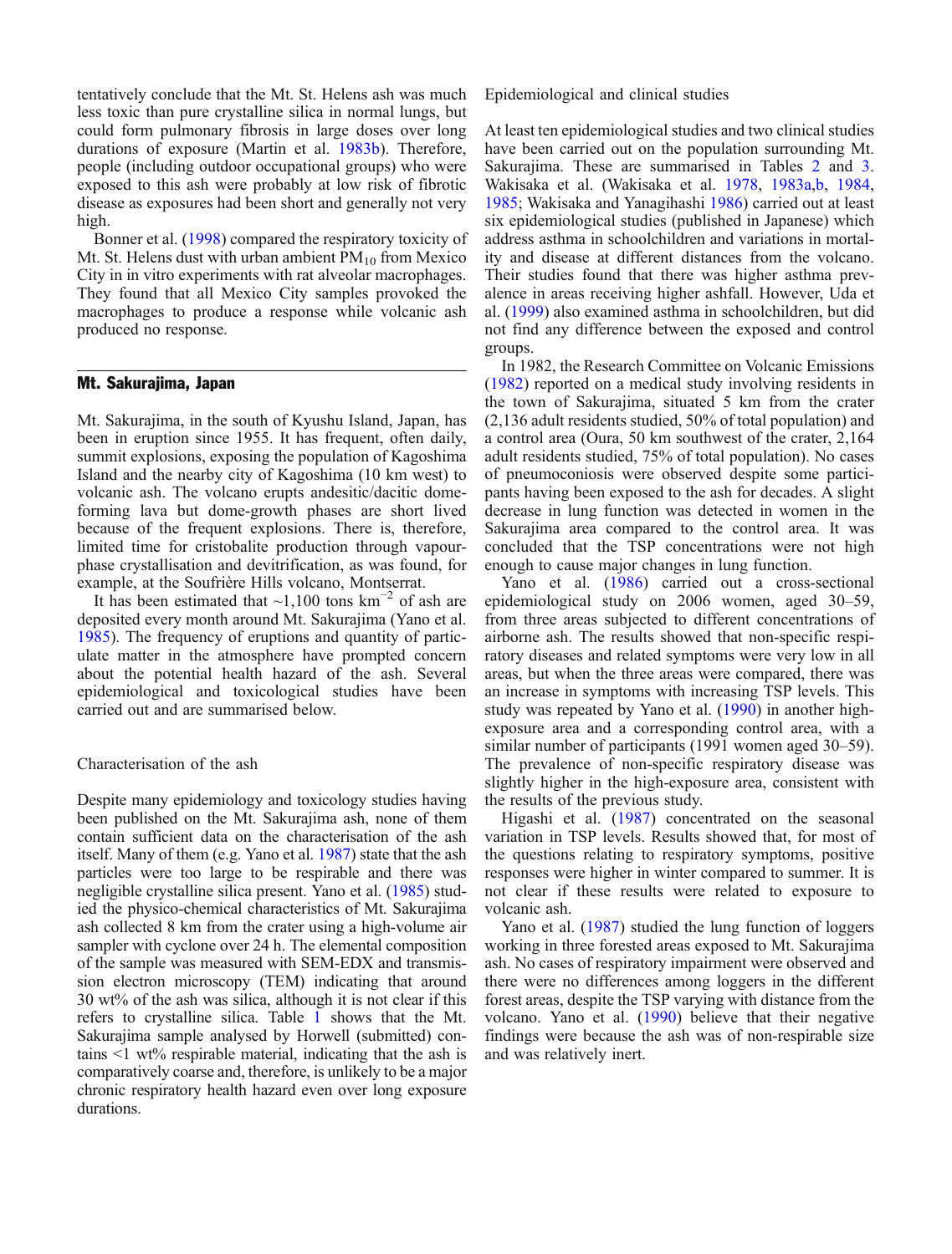tentatively conclude that the Mt. St. Helens ash was much less toxic than pure crystalline silica in normal lungs, but could form pulmonary fibrosis in large doses over long durations of exposure (Martin et al. 1983b). Therefore, people (including outdoor occupational groups) who were exposed to this ash were probably at low risk of fibrotic disease as exposures had been short and generally not very high.

Bonner et al. (1998) compared the respiratory toxicity of Mt. St. Helens dust with urban ambient $PM_{10}$ from Mexico City in in vitro experiments with rat alveolar macrophages. They found that all Mexico City samples provoked the macrophages to produce a response while volcanic ash produced no response.

## Mt. Sakurajima, Japan

Mt. Sakurajima, in the south of Kyushu Island, Japan, has been in eruption since 1955. It has frequent, often daily, summit explosions, exposing the population of Kagoshima Island and the nearby city of Kagoshima (10 km west) to volcanic ash. The volcano erupts andesitic/dacitic dome-forming lava but dome-growth phases are short lived because of the frequent explosions. There is, therefore, limited time for cristobalite production through vapour-phase crystallisation and devitrification, as was found, for example, at the Soufrière Hills volcano, Montserrat.

It has been estimated that ~1,100 tons $km^{-2}$ of ash are deposited every month around Mt. Sakurajima (Yano et al. 1985). The frequency of eruptions and quantity of particulate matter in the atmosphere have prompted concern about the potential health hazard of the ash. Several epidemiological and toxicological studies have been carried out and are summarised below.

### Characterisation of the ash

Despite many epidemiology and toxicology studies having been published on the Mt. Sakurajima ash, none of them contain sufficient data on the characterisation of the ash itself. Many of them (e.g. Yano et al. 1987) state that the ash particles were too large to be respirable and there was negligible crystalline silica present. Yano et al. (1985) studied the physico-chemical characteristics of Mt. Sakurajima ash collected 8 km from the crater using a high-volume air sampler with cyclone over 24 h. The elemental composition of the sample was measured with SEM-EDX and transmission electron microscopy (TEM) indicating that around 30 wt% of the ash was silica, although it is not clear if this refers to crystalline silica. Table 1 shows that the Mt. Sakurajima sample analysed by Horwell (submitted) contains <1 wt% respirable material, indicating that the ash is comparatively coarse and, therefore, is unlikely to be a major chronic respiratory health hazard even over long exposure durations.

### Epidemiological and clinical studies

At least ten epidemiological studies and two clinical studies have been carried out on the population surrounding Mt. Sakurajima. These are summarised in Tables 2 and 3. Wakisaka et al. (Wakisaka et al. 1978, 1983a,b, 1984, 1985; Wakisaka and Yanagihashi 1986) carried out at least six epidemiological studies (published in Japanese) which address asthma in schoolchildren and variations in mortality and disease at different distances from the volcano. Their studies found that there was higher asthma prevalence in areas receiving higher ashfall. However, Uda et al. (1999) also examined asthma in schoolchildren, but did not find any difference between the exposed and control groups.

In 1982, the Research Committee on Volcanic Emissions (1982) reported on a medical study involving residents in the town of Sakurajima, situated 5 km from the crater (2,136 adult residents studied, 50% of total population) and a control area (Oura, 50 km southwest of the crater, 2,164 adult residents studied, 75% of total population). No cases of pneumoconiosis were observed despite some participants having been exposed to the ash for decades. A slight decrease in lung function was detected in women in the Sakurajima area compared to the control area. It was concluded that the TSP concentrations were not high enough to cause major changes in lung function.

Yano et al. (1986) carried out a cross-sectional epidemiological study on 2006 women, aged 30–59, from three areas subjected to different concentrations of airborne ash. The results showed that non-specific respiratory diseases and related symptoms were very low in all areas, but when the three areas were compared, there was an increase in symptoms with increasing TSP levels. This study was repeated by Yano et al. (1990) in another high-exposure area and a corresponding control area, with a similar number of participants (1991 women aged 30–59). The prevalence of non-specific respiratory disease was slightly higher in the high-exposure area, consistent with the results of the previous study.

Higashi et al. (1987) concentrated on the seasonal variation in TSP levels. Results showed that, for most of the questions relating to respiratory symptoms, positive responses were higher in winter compared to summer. It is not clear if these results were related to exposure to volcanic ash.

Yano et al. (1987) studied the lung function of loggers working in three forested areas exposed to Mt. Sakurajima ash. No cases of respiratory impairment were observed and there were no differences among loggers in the different forest areas, despite the TSP varying with distance from the volcano. Yano et al. (1990) believe that their negative findings were because the ash was of non-respirable size and was relatively inert.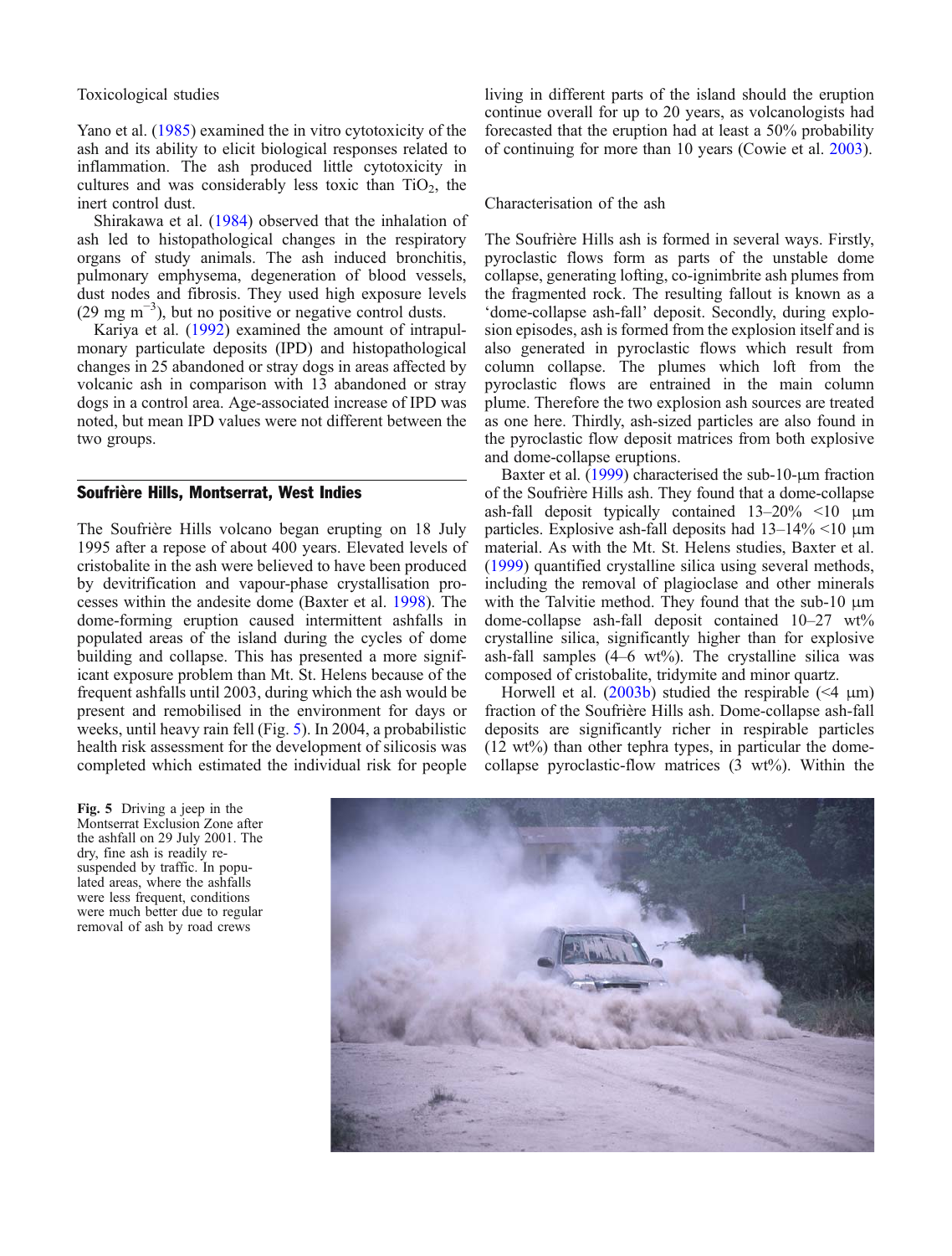Toxicological studies

Yano et al. (1985) examined the in vitro cytotoxicity of the ash and its ability to elicit biological responses related to inflammation. The ash produced little cytotoxicity in cultures and was considerably less toxic than $TiO_2$, the inert control dust.

Shirakawa et al. (1984) observed that the inhalation of ash led to histopathological changes in the respiratory organs of study animals. The ash induced bronchitis, pulmonary emphysema, degeneration of blood vessels, dust nodes and fibrosis. They used high exposure levels (29 mg $m^{-3}$), but no positive or negative control dusts.

Kariya et al. (1992) examined the amount of intrapulmonary particulate deposits (IPD) and histopathological changes in 25 abandoned or stray dogs in areas affected by volcanic ash in comparison with 13 abandoned or stray dogs in a control area. Age-associated increase of IPD was noted, but mean IPD values were not different between the two groups.

## Soufrière Hills, Montserrat, West Indies

The Soufrière Hills volcano began erupting on 18 July 1995 after a repose of about 400 years. Elevated levels of cristobalite in the ash were believed to have been produced by devitrification and vapour-phase crystallisation processes within the andesite dome (Baxter et al. 1998). The dome-forming eruption caused intermittent ashfalls in populated areas of the island during the cycles of dome building and collapse. This has presented a more significant exposure problem than Mt. St. Helens because of the frequent ashfalls until 2003, during which the ash would be present and remobilised in the environment for days or weeks, until heavy rain fell (Fig. 5). In 2004, a probabilistic health risk assessment for the development of silicosis was completed which estimated the individual risk for people living in different parts of the island should the eruption continue overall for up to 20 years, as volcanologists had forecasted that the eruption had at least a 50% probability of continuing for more than 10 years (Cowie et al. 2003).

Characterisation of the ash

The Soufrière Hills ash is formed in several ways. Firstly, pyroclastic flows form as parts of the unstable dome collapse, generating lofting, co-ignimbrite ash plumes from the fragmented rock. The resulting fallout is known as a 'dome-collapse ash-fall' deposit. Secondly, during explosion episodes, ash is formed from the explosion itself and is also generated in pyroclastic flows which result from column collapse. The plumes which loft from the pyroclastic flows are entrained in the main column plume. Therefore the two explosion ash sources are treated as one here. Thirdly, ash-sized particles are also found in the pyroclastic flow deposit matrices from both explosive and dome-collapse eruptions.

Baxter et al. (1999) characterised the sub-10-µm fraction of the Soufrière Hills ash. They found that a dome-collapse ash-fall deposit typically contained 13–20% <10 µm particles. Explosive ash-fall deposits had 13–14% <10 µm material. As with the Mt. St. Helens studies, Baxter et al. (1999) quantified crystalline silica using several methods, including the removal of plagioclase and other minerals with the Talvitie method. They found that the sub-10 µm dome-collapse ash-fall deposit contained 10–27 wt% crystalline silica, significantly higher than for explosive ash-fall samples (4–6 wt%). The crystalline silica was composed of cristobalite, tridymite and minor quartz.

Horwell et al. (2003b) studied the respirable (<4 µm) fraction of the Soufrière Hills ash. Dome-collapse ash-fall deposits are significantly richer in respirable particles (12 wt%) than other tephra types, in particular the dome-collapse pyroclastic-flow matrices (3 wt%). Within the

**Fig. 5** Driving a jeep in the Montserrat Exclusion Zone after the ashfall on 29 July 2001. The dry, fine ash is readily re-suspended by traffic. In populated areas, where the ashfalls were less frequent, conditions were much better due to regular removal of ash by road crews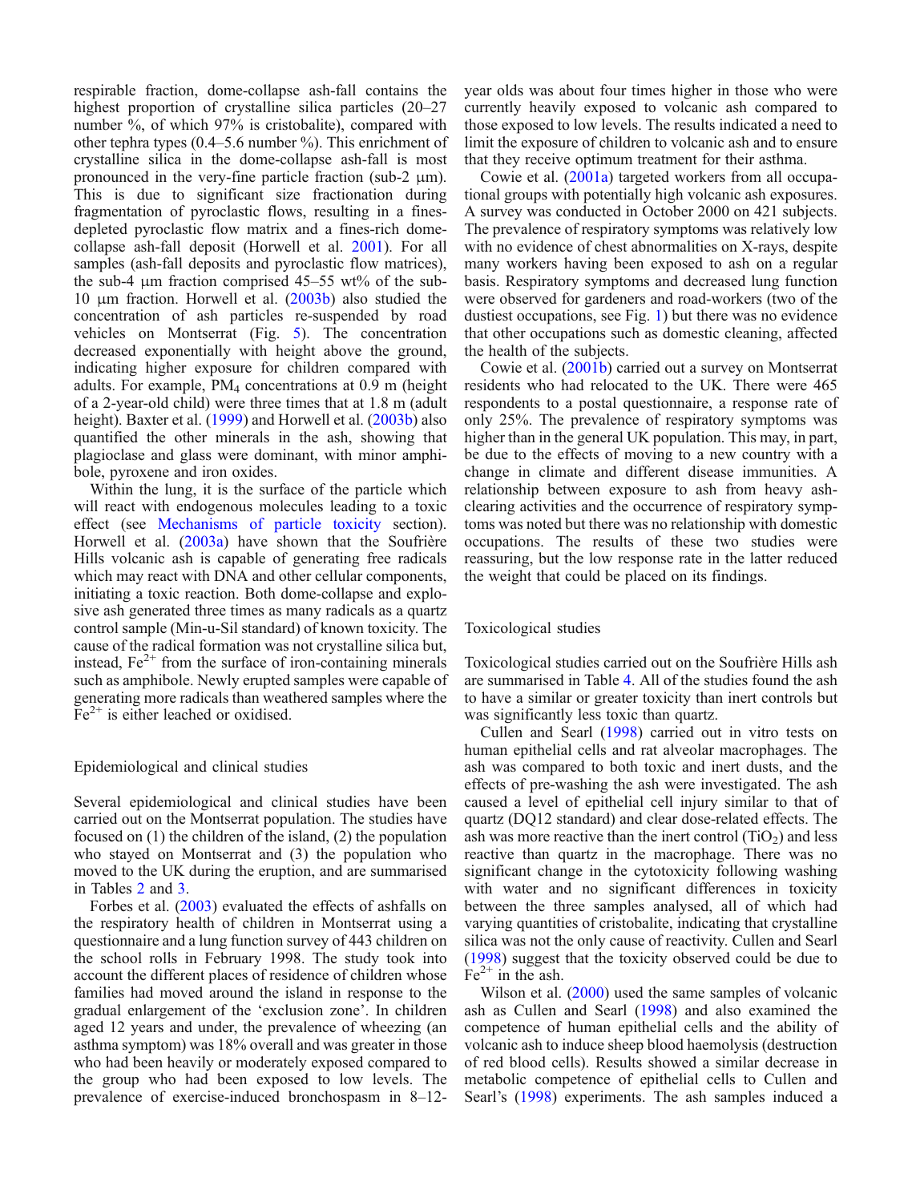respirable fraction, dome-collapse ash-fall contains the highest proportion of crystalline silica particles (20–27 number %, of which 97% is cristobalite), compared with other tephra types (0.4–5.6 number %). This enrichment of crystalline silica in the dome-collapse ash-fall is most pronounced in the very-fine particle fraction (sub-2 μm). This is due to significant size fractionation during fragmentation of pyroclastic flows, resulting in a fines-depleted pyroclastic flow matrix and a fines-rich dome-collapse ash-fall deposit (Horwell et al. 2001). For all samples (ash-fall deposits and pyroclastic flow matrices), the sub-4 μm fraction comprised 45–55 wt% of the sub-10 μm fraction. Horwell et al. (2003b) also studied the concentration of ash particles re-suspended by road vehicles on Montserrat (Fig. 5). The concentration decreased exponentially with height above the ground, indicating higher exposure for children compared with adults. For example, $PM_4$ concentrations at 0.9 m (height of a 2-year-old child) were three times that at 1.8 m (adult height). Baxter et al. (1999) and Horwell et al. (2003b) also quantified the other minerals in the ash, showing that plagioclase and glass were dominant, with minor amphibole, pyroxene and iron oxides.

Within the lung, it is the surface of the particle which will react with endogenous molecules leading to a toxic effect (see Mechanisms of particle toxicity section). Horwell et al. (2003a) have shown that the Soufrière Hills volcanic ash is capable of generating free radicals which may react with DNA and other cellular components, initiating a toxic reaction. Both dome-collapse and explosive ash generated three times as many radicals as a quartz control sample (Min-u-Sil standard) of known toxicity. The cause of the radical formation was not crystalline silica but, instead, $Fe^{2+}$ from the surface of iron-containing minerals such as amphibole. Newly erupted samples were capable of generating more radicals than weathered samples where the $Fe^{2+}$ is either leached or oxidised.

## Epidemiological and clinical studies

Several epidemiological and clinical studies have been carried out on the Montserrat population. The studies have focused on (1) the children of the island, (2) the population who stayed on Montserrat and (3) the population who moved to the UK during the eruption, and are summarised in Tables 2 and 3.

Forbes et al. (2003) evaluated the effects of ashfalls on the respiratory health of children in Montserrat using a questionnaire and a lung function survey of 443 children on the school rolls in February 1998. The study took into account the different places of residence of children whose families had moved around the island in response to the gradual enlargement of the 'exclusion zone'. In children aged 12 years and under, the prevalence of wheezing (an asthma symptom) was 18% overall and was greater in those who had been heavily or moderately exposed compared to the group who had been exposed to low levels. The prevalence of exercise-induced bronchospasm in 8–12-year olds was about four times higher in those who were currently heavily exposed to volcanic ash compared to those exposed to low levels. The results indicated a need to limit the exposure of children to volcanic ash and to ensure that they receive optimum treatment for their asthma.

Cowie et al. (2001a) targeted workers from all occupational groups with potentially high volcanic ash exposures. A survey was conducted in October 2000 on 421 subjects. The prevalence of respiratory symptoms was relatively low with no evidence of chest abnormalities on X-rays, despite many workers having been exposed to ash on a regular basis. Respiratory symptoms and decreased lung function were observed for gardeners and road-workers (two of the dustiest occupations, see Fig. 1) but there was no evidence that other occupations such as domestic cleaning, affected the health of the subjects.

Cowie et al. (2001b) carried out a survey on Montserrat residents who had relocated to the UK. There were 465 respondents to a postal questionnaire, a response rate of only 25%. The prevalence of respiratory symptoms was higher than in the general UK population. This may, in part, be due to the effects of moving to a new country with a change in climate and different disease immunities. A relationship between exposure to ash from heavy ash-clearing activities and the occurrence of respiratory symptoms was noted but there was no relationship with domestic occupations. The results of these two studies were reassuring, but the low response rate in the latter reduced the weight that could be placed on its findings.

## Toxicological studies

Toxicological studies carried out on the Soufrière Hills ash are summarised in Table 4. All of the studies found the ash to have a similar or greater toxicity than inert controls but was significantly less toxic than quartz.

Cullen and Searl (1998) carried out in vitro tests on human epithelial cells and rat alveolar macrophages. The ash was compared to both toxic and inert dusts, and the effects of pre-washing the ash were investigated. The ash caused a level of epithelial cell injury similar to that of quartz (DQ12 standard) and clear dose-related effects. The ash was more reactive than the inert control ($TiO_2$) and less reactive than quartz in the macrophage. There was no significant change in the cytotoxicity following washing with water and no significant differences in toxicity between the three samples analysed, all of which had varying quantities of cristobalite, indicating that crystalline silica was not the only cause of reactivity. Cullen and Searl (1998) suggest that the toxicity observed could be due to $Fe^{2+}$ in the ash.

Wilson et al. (2000) used the same samples of volcanic ash as Cullen and Searl (1998) and also examined the competence of human epithelial cells and the ability of volcanic ash to induce sheep blood haemolysis (destruction of red blood cells). Results showed a similar decrease in metabolic competence of epithelial cells to Cullen and Searl's (1998) experiments. The ash samples induced a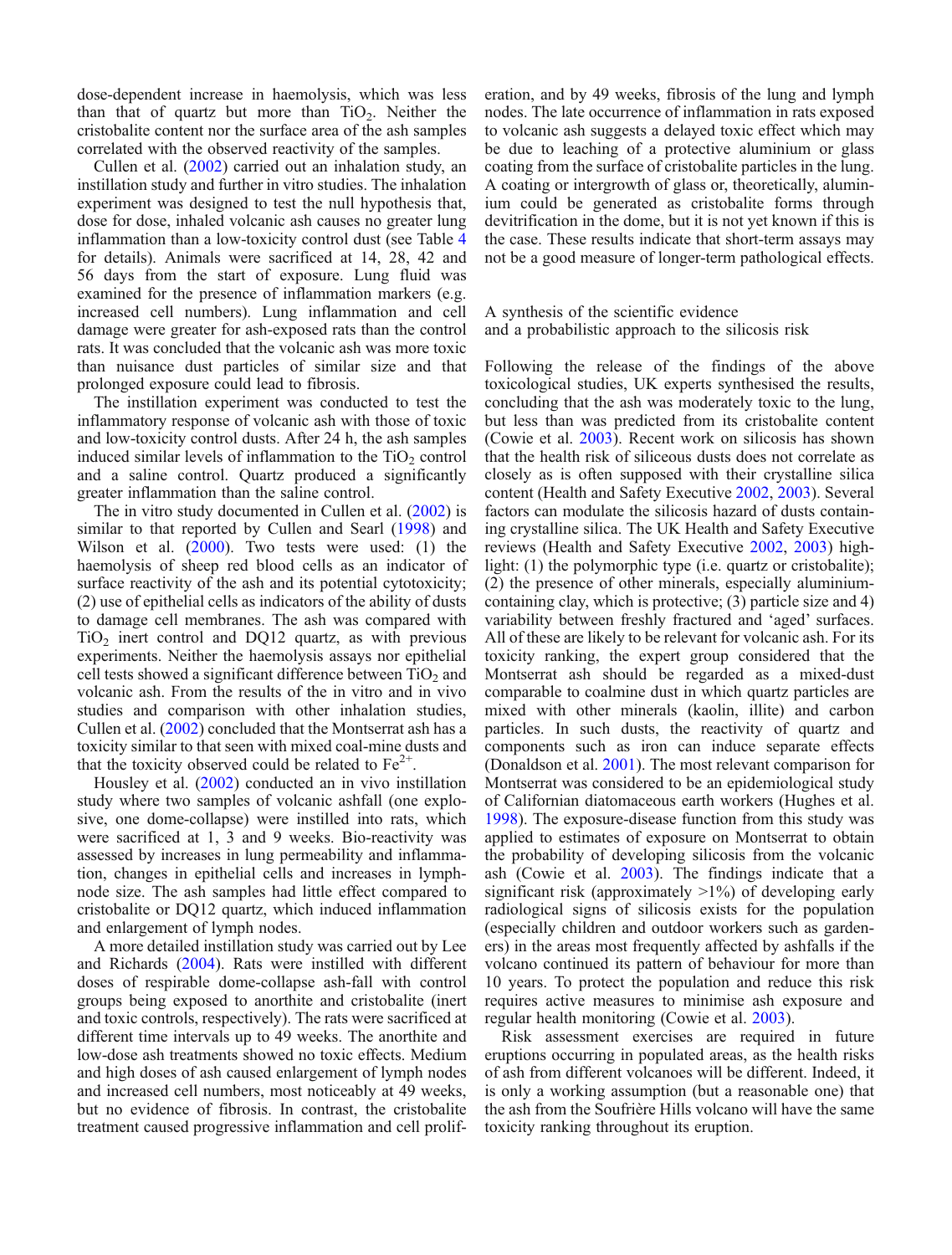dose-dependent increase in haemolysis, which was less than that of quartz but more than $TiO_2$. Neither the cristobalite content nor the surface area of the ash samples correlated with the observed reactivity of the samples.

Cullen et al. (2002) carried out an inhalation study, an instillation study and further in vitro studies. The inhalation experiment was designed to test the null hypothesis that, dose for dose, inhaled volcanic ash causes no greater lung inflammation than a low-toxicity control dust (see Table 4 for details). Animals were sacrificed at 14, 28, 42 and 56 days from the start of exposure. Lung fluid was examined for the presence of inflammation markers (e.g. increased cell numbers). Lung inflammation and cell damage were greater for ash-exposed rats than the control rats. It was concluded that the volcanic ash was more toxic than nuisance dust particles of similar size and that prolonged exposure could lead to fibrosis.

The instillation experiment was conducted to test the inflammatory response of volcanic ash with those of toxic and low-toxicity control dusts. After 24 h, the ash samples induced similar levels of inflammation to the $TiO_2$ control and a saline control. Quartz produced a significantly greater inflammation than the saline control.

The in vitro study documented in Cullen et al. (2002) is similar to that reported by Cullen and Searl (1998) and Wilson et al. (2000). Two tests were used: (1) the haemolysis of sheep red blood cells as an indicator of surface reactivity of the ash and its potential cytotoxicity; (2) use of epithelial cells as indicators of the ability of dusts to damage cell membranes. The ash was compared with $TiO_2$ inert control and DQ12 quartz, as with previous experiments. Neither the haemolysis assays nor epithelial cell tests showed a significant difference between $TiO_2$ and volcanic ash. From the results of the in vitro and in vivo studies and comparison with other inhalation studies, Cullen et al. (2002) concluded that the Montserrat ash has a toxicity similar to that seen with mixed coal-mine dusts and that the toxicity observed could be related to $Fe^{2+}$.

Housley et al. (2002) conducted an in vivo instillation study where two samples of volcanic ashfall (one explosive, one dome-collapse) were instilled into rats, which were sacrificed at 1, 3 and 9 weeks. Bio-reactivity was assessed by increases in lung permeability and inflammation, changes in epithelial cells and increases in lymph-node size. The ash samples had little effect compared to cristobalite or DQ12 quartz, which induced inflammation and enlargement of lymph nodes.

A more detailed instillation study was carried out by Lee and Richards (2004). Rats were instilled with different doses of respirable dome-collapse ash-fall with control groups being exposed to anorthite and cristobalite (inert and toxic controls, respectively). The rats were sacrificed at different time intervals up to 49 weeks. The anorthite and low-dose ash treatments showed no toxic effects. Medium and high doses of ash caused enlargement of lymph nodes and increased cell numbers, most noticeably at 49 weeks, but no evidence of fibrosis. In contrast, the cristobalite treatment caused progressive inflammation and cell proliferation, and by 49 weeks, fibrosis of the lung and lymph nodes. The late occurrence of inflammation in rats exposed to volcanic ash suggests a delayed toxic effect which may be due to leaching of a protective aluminium or glass coating from the surface of cristobalite particles in the lung. A coating or intergrowth of glass or, theoretically, aluminium could be generated as cristobalite forms through devitrification in the dome, but it is not yet known if this is the case. These results indicate that short-term assays may not be a good measure of longer-term pathological effects.

## A synthesis of the scientific evidence and a probabilistic approach to the silicosis risk

Following the release of the findings of the above toxicological studies, UK experts synthesised the results, concluding that the ash was moderately toxic to the lung, but less than was predicted from its cristobalite content (Cowie et al. 2003). Recent work on silicosis has shown that the health risk of siliceous dusts does not correlate as closely as is often supposed with their crystalline silica content (Health and Safety Executive 2002, 2003). Several factors can modulate the silicosis hazard of dusts containing crystalline silica. The UK Health and Safety Executive reviews (Health and Safety Executive 2002, 2003) highlight: (1) the polymorphic type (i.e. quartz or cristobalite); (2) the presence of other minerals, especially aluminium-containing clay, which is protective; (3) particle size and 4) variability between freshly fractured and 'aged' surfaces. All of these are likely to be relevant for volcanic ash. For its toxicity ranking, the expert group considered that the Montserrat ash should be regarded as a mixed-dust comparable to coalmine dust in which quartz particles are mixed with other minerals (kaolin, illite) and carbon particles. In such dusts, the reactivity of quartz and components such as iron can induce separate effects (Donaldson et al. 2001). The most relevant comparison for Montserrat was considered to be an epidemiological study of Californian diatomaceous earth workers (Hughes et al. 1998). The exposure-disease function from this study was applied to estimates of exposure on Montserrat to obtain the probability of developing silicosis from the volcanic ash (Cowie et al. 2003). The findings indicate that a significant risk (approximately >1%) of developing early radiological signs of silicosis exists for the population (especially children and outdoor workers such as gardeners) in the areas most frequently affected by ashfalls if the volcano continued its pattern of behaviour for more than 10 years. To protect the population and reduce this risk requires active measures to minimise ash exposure and regular health monitoring (Cowie et al. 2003).

Risk assessment exercises are required in future eruptions occurring in populated areas, as the health risks of ash from different volcanoes will be different. Indeed, it is only a working assumption (but a reasonable one) that the ash from the Soufrière Hills volcano will have the same toxicity ranking throughout its eruption.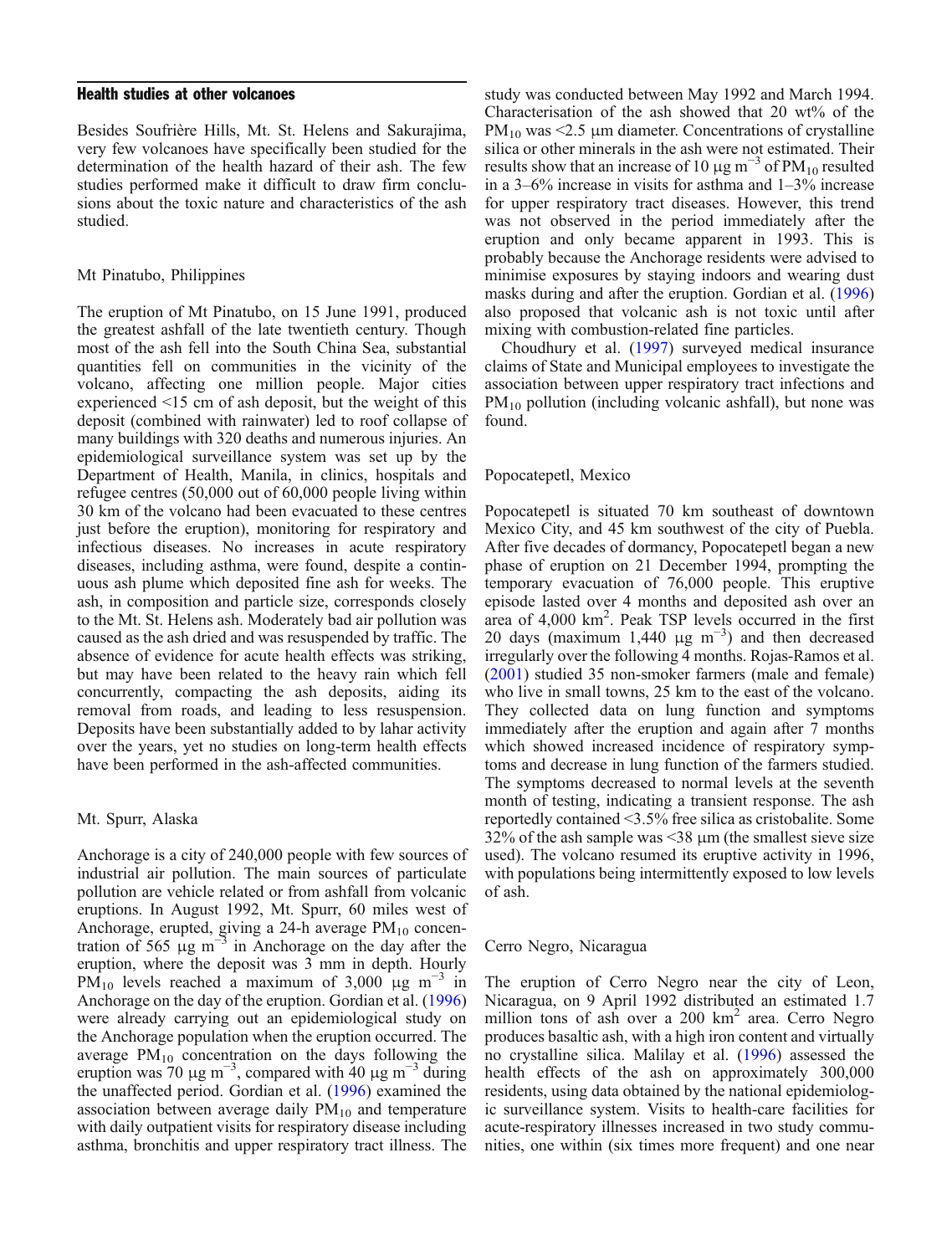## Health studies at other volcanoes

Besides Soufrière Hills, Mt. St. Helens and Sakurajima, very few volcanoes have specifically been studied for the determination of the health hazard of their ash. The few studies performed make it difficult to draw firm conclusions about the toxic nature and characteristics of the ash studied.

### Mt Pinatubo, Philippines

The eruption of Mt Pinatubo, on 15 June 1991, produced the greatest ashfall of the late twentieth century. Though most of the ash fell into the South China Sea, substantial quantities fell on communities in the vicinity of the volcano, affecting one million people. Major cities experienced <15 cm of ash deposit, but the weight of this deposit (combined with rainwater) led to roof collapse of many buildings with 320 deaths and numerous injuries. An epidemiological surveillance system was set up by the Department of Health, Manila, in clinics, hospitals and refugee centres (50,000 out of 60,000 people living within 30 km of the volcano had been evacuated to these centres just before the eruption), monitoring for respiratory and infectious diseases. No increases in acute respiratory diseases, including asthma, were found, despite a continuous ash plume which deposited fine ash for weeks. The ash, in composition and particle size, corresponds closely to the Mt. St. Helens ash. Moderately bad air pollution was caused as the ash dried and was resuspended by traffic. The absence of evidence for acute health effects was striking, but may have been related to the heavy rain which fell concurrently, compacting the ash deposits, aiding its removal from roads, and leading to less resuspension. Deposits have been substantially added to by lahar activity over the years, yet no studies on long-term health effects have been performed in the ash-affected communities.

### Mt. Spurr, Alaska

Anchorage is a city of 240,000 people with few sources of industrial air pollution. The main sources of particulate pollution are vehicle related or from ashfall from volcanic eruptions. In August 1992, Mt. Spurr, 60 miles west of Anchorage, erupted, giving a 24-h average $PM_{10}$ concentration of 565 μg $m^{-3}$ in Anchorage on the day after the eruption, where the deposit was 3 mm in depth. Hourly $PM_{10}$ levels reached a maximum of 3,000 μg $m^{-3}$ in Anchorage on the day of the eruption. Gordian et al. (1996) were already carrying out an epidemiological study on the Anchorage population when the eruption occurred. The average $PM_{10}$ concentration on the days following the eruption was 70 μg $m^{-3}$, compared with 40 μg $m^{-3}$ during the unaffected period. Gordian et al. (1996) examined the association between average daily $PM_{10}$ and temperature with daily outpatient visits for respiratory disease including asthma, bronchitis and upper respiratory tract illness. The study was conducted between May 1992 and March 1994. Characterisation of the ash showed that 20 wt% of the $PM_{10}$ was <2.5 μm diameter. Concentrations of crystalline silica or other minerals in the ash were not estimated. Their results show that an increase of 10 μg $m^{-3}$ of $PM_{10}$ resulted in a 3–6% increase in visits for asthma and 1–3% increase for upper respiratory tract diseases. However, this trend was not observed in the period immediately after the eruption and only became apparent in 1993. This is probably because the Anchorage residents were advised to minimise exposures by staying indoors and wearing dust masks during and after the eruption. Gordian et al. (1996) also proposed that volcanic ash is not toxic until after mixing with combustion-related fine particles.

Choudhury et al. (1997) surveyed medical insurance claims of State and Municipal employees to investigate the association between upper respiratory tract infections and $PM_{10}$ pollution (including volcanic ashfall), but none was found.

### Popocatepetl, Mexico

Popocatepetl is situated 70 km southeast of downtown Mexico City, and 45 km southwest of the city of Puebla. After five decades of dormancy, Popocatepetl began a new phase of eruption on 21 December 1994, prompting the temporary evacuation of 76,000 people. This eruptive episode lasted over 4 months and deposited ash over an area of 4,000 $km^2$. Peak TSP levels occurred in the first 20 days (maximum 1,440 μg $m^{-3}$) and then decreased irregularly over the following 4 months. Rojas-Ramos et al. (2001) studied 35 non-smoker farmers (male and female) who live in small towns, 25 km to the east of the volcano. They collected data on lung function and symptoms immediately after the eruption and again after 7 months which showed increased incidence of respiratory symptoms and decrease in lung function of the farmers studied. The symptoms decreased to normal levels at the seventh month of testing, indicating a transient response. The ash reportedly contained <3.5% free silica as cristobalite. Some 32% of the ash sample was <38 μm (the smallest sieve size used). The volcano resumed its eruptive activity in 1996, with populations being intermittently exposed to low levels of ash.

### Cerro Negro, Nicaragua

The eruption of Cerro Negro near the city of Leon, Nicaragua, on 9 April 1992 distributed an estimated 1.7 million tons of ash over a 200 $km^2$ area. Cerro Negro produces basaltic ash, with a high iron content and virtually no crystalline silica. Malilay et al. (1996) assessed the health effects of the ash on approximately 300,000 residents, using data obtained by the national epidemiologic surveillance system. Visits to health-care facilities for acute-respiratory illnesses increased in two study communities, one within (six times more frequent) and one near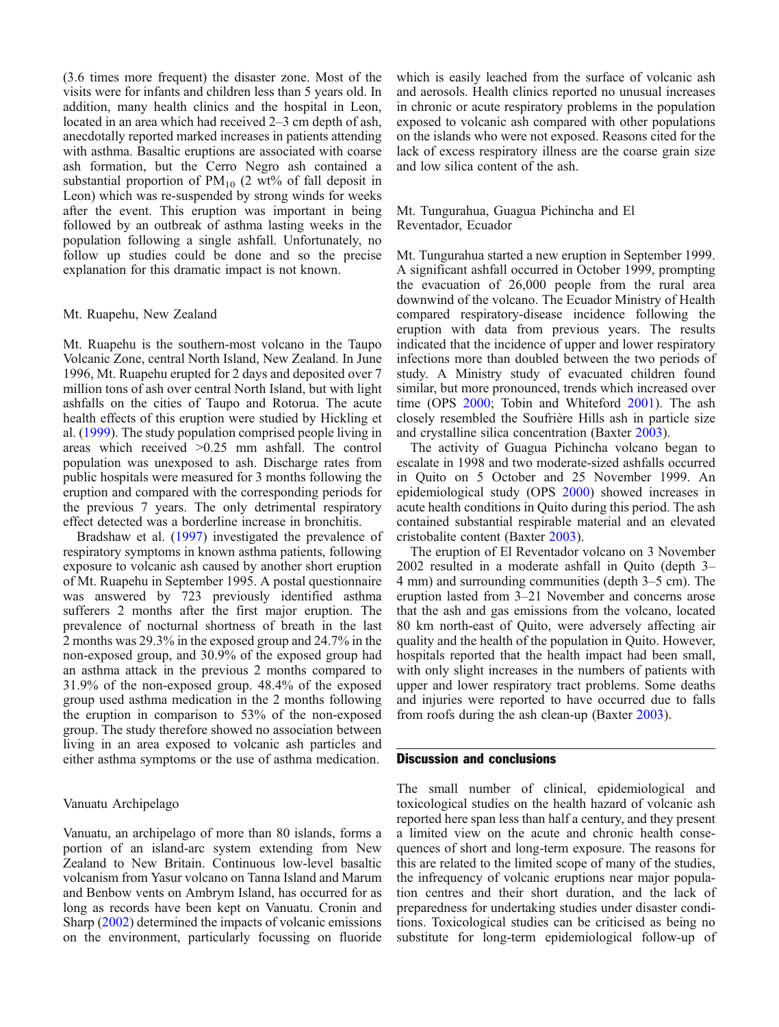(3.6 times more frequent) the disaster zone. Most of the visits were for infants and children less than 5 years old. In addition, many health clinics and the hospital in Leon, located in an area which had received 2–3 cm depth of ash, anecdotally reported marked increases in patients attending with asthma. Basaltic eruptions are associated with coarse ash formation, but the Cerro Negro ash contained a substantial proportion of $PM_{10}$ (2 wt% of fall deposit in Leon) which was re-suspended by strong winds for weeks after the event. This eruption was important in being followed by an outbreak of asthma lasting weeks in the population following a single ashfall. Unfortunately, no follow up studies could be done and so the precise explanation for this dramatic impact is not known.

### Mt. Ruapehu, New Zealand

Mt. Ruapehu is the southern-most volcano in the Taupo Volcanic Zone, central North Island, New Zealand. In June 1996, Mt. Ruapehu erupted for 2 days and deposited over 7 million tons of ash over central North Island, but with light ashfalls on the cities of Taupo and Rotorua. The acute health effects of this eruption were studied by Hickling et al. (1999). The study population comprised people living in areas which received >0.25 mm ashfall. The control population was unexposed to ash. Discharge rates from public hospitals were measured for 3 months following the eruption and compared with the corresponding periods for the previous 7 years. The only detrimental respiratory effect detected was a borderline increase in bronchitis.

Bradshaw et al. (1997) investigated the prevalence of respiratory symptoms in known asthma patients, following exposure to volcanic ash caused by another short eruption of Mt. Ruapehu in September 1995. A postal questionnaire was answered by 723 previously identified asthma sufferers 2 months after the first major eruption. The prevalence of nocturnal shortness of breath in the last 2 months was 29.3% in the exposed group and 24.7% in the non-exposed group, and 30.9% of the exposed group had an asthma attack in the previous 2 months compared to 31.9% of the non-exposed group. 48.4% of the exposed group used asthma medication in the 2 months following the eruption in comparison to 53% of the non-exposed group. The study therefore showed no association between living in an area exposed to volcanic ash particles and either asthma symptoms or the use of asthma medication.

### Vanuatu Archipelago

Vanuatu, an archipelago of more than 80 islands, forms a portion of an island-arc system extending from New Zealand to New Britain. Continuous low-level basaltic volcanism from Yasur volcano on Tanna Island and Marum and Benbow vents on Ambrym Island, has occurred for as long as records have been kept on Vanuatu. Cronin and Sharp (2002) determined the impacts of volcanic emissions on the environment, particularly focussing on fluoride which is easily leached from the surface of volcanic ash and aerosols. Health clinics reported no unusual increases in chronic or acute respiratory problems in the population exposed to volcanic ash compared with other populations on the islands who were not exposed. Reasons cited for the lack of excess respiratory illness are the coarse grain size and low silica content of the ash.

### Mt. Tungurahua, Guagua Pichincha and El Reventador, Ecuador

Mt. Tungurahua started a new eruption in September 1999. A significant ashfall occurred in October 1999, prompting the evacuation of 26,000 people from the rural area downwind of the volcano. The Ecuador Ministry of Health compared respiratory-disease incidence following the eruption with data from previous years. The results indicated that the incidence of upper and lower respiratory infections more than doubled between the two periods of study. A Ministry study of evacuated children found similar, but more pronounced, trends which increased over time (OPS 2000; Tobin and Whiteford 2001). The ash closely resembled the Soufrière Hills ash in particle size and crystalline silica concentration (Baxter 2003).

The activity of Guagua Pichincha volcano began to escalate in 1998 and two moderate-sized ashfalls occurred in Quito on 5 October and 25 November 1999. An epidemiological study (OPS 2000) showed increases in acute health conditions in Quito during this period. The ash contained substantial respirable material and an elevated cristobalite content (Baxter 2003).

The eruption of El Reventador volcano on 3 November 2002 resulted in a moderate ashfall in Quito (depth 3–4 mm) and surrounding communities (depth 3–5 cm). The eruption lasted from 3–21 November and concerns arose that the ash and gas emissions from the volcano, located 80 km north-east of Quito, were adversely affecting air quality and the health of the population in Quito. However, hospitals reported that the health impact had been small, with only slight increases in the numbers of patients with upper and lower respiratory tract problems. Some deaths and injuries were reported to have occurred due to falls from roofs during the ash clean-up (Baxter 2003).

## Discussion and conclusions

The small number of clinical, epidemiological and toxicological studies on the health hazard of volcanic ash reported here span less than half a century, and they present a limited view on the acute and chronic health consequences of short and long-term exposure. The reasons for this are related to the limited scope of many of the studies, the infrequency of volcanic eruptions near major population centres and their short duration, and the lack of preparedness for undertaking studies under disaster conditions. Toxicological studies can be criticised as being no substitute for long-term epidemiological follow-up of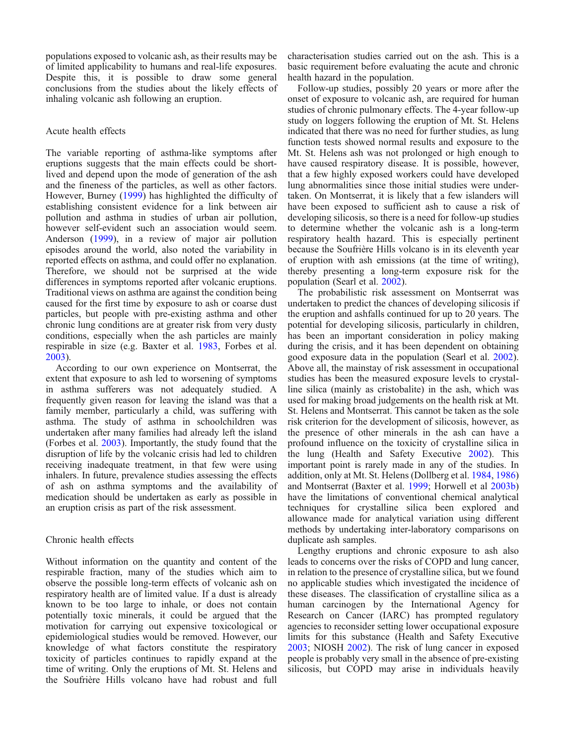populations exposed to volcanic ash, as their results may be of limited applicability to humans and real-life exposures. Despite this, it is possible to draw some general conclusions from the studies about the likely effects of inhaling volcanic ash following an eruption.

### Acute health effects

The variable reporting of asthma-like symptoms after eruptions suggests that the main effects could be short-lived and depend upon the mode of generation of the ash and the fineness of the particles, as well as other factors. However, Burney (1999) has highlighted the difficulty of establishing consistent evidence for a link between air pollution and asthma in studies of urban air pollution, however self-evident such an association would seem. Anderson (1999), in a review of major air pollution episodes around the world, also noted the variability in reported effects on asthma, and could offer no explanation. Therefore, we should not be surprised at the wide differences in symptoms reported after volcanic eruptions. Traditional views on asthma are against the condition being caused for the first time by exposure to ash or coarse dust particles, but people with pre-existing asthma and other chronic lung conditions are at greater risk from very dusty conditions, especially when the ash particles are mainly respirable in size (e.g. Baxter et al. 1983, Forbes et al. 2003).

According to our own experience on Montserrat, the extent that exposure to ash led to worsening of symptoms in asthma sufferers was not adequately studied. A frequently given reason for leaving the island was that a family member, particularly a child, was suffering with asthma. The study of asthma in schoolchildren was undertaken after many families had already left the island (Forbes et al. 2003). Importantly, the study found that the disruption of life by the volcanic crisis had led to children receiving inadequate treatment, in that few were using inhalers. In future, prevalence studies assessing the effects of ash on asthma symptoms and the availability of medication should be undertaken as early as possible in an eruption crisis as part of the risk assessment.

### Chronic health effects

Without information on the quantity and content of the respirable fraction, many of the studies which aim to observe the possible long-term effects of volcanic ash on respiratory health are of limited value. If a dust is already known to be too large to inhale, or does not contain potentially toxic minerals, it could be argued that the motivation for carrying out expensive toxicological or epidemiological studies would be removed. However, our knowledge of what factors constitute the respiratory toxicity of particles continues to rapidly expand at the time of writing. Only the eruptions of Mt. St. Helens and the Soufrière Hills volcano have had robust and full characterisation studies carried out on the ash. This is a basic requirement before evaluating the acute and chronic health hazard in the population.

Follow-up studies, possibly 20 years or more after the onset of exposure to volcanic ash, are required for human studies of chronic pulmonary effects. The 4-year follow-up study on loggers following the eruption of Mt. St. Helens indicated that there was no need for further studies, as lung function tests showed normal results and exposure to the Mt. St. Helens ash was not prolonged or high enough to have caused respiratory disease. It is possible, however, that a few highly exposed workers could have developed lung abnormalities since those initial studies were undertaken. On Montserrat, it is likely that a few islanders will have been exposed to sufficient ash to cause a risk of developing silicosis, so there is a need for follow-up studies to determine whether the volcanic ash is a long-term respiratory health hazard. This is especially pertinent because the Soufrière Hills volcano is in its eleventh year of eruption with ash emissions (at the time of writing), thereby presenting a long-term exposure risk for the population (Searl et al. 2002).

The probabilistic risk assessment on Montserrat was undertaken to predict the chances of developing silicosis if the eruption and ashfalls continued for up to 20 years. The potential for developing silicosis, particularly in children, has been an important consideration in policy making during the crisis, and it has been dependent on obtaining good exposure data in the population (Searl et al. 2002). Above all, the mainstay of risk assessment in occupational studies has been the measured exposure levels to crystalline silica (mainly as cristobalite) in the ash, which was used for making broad judgements on the health risk at Mt. St. Helens and Montserrat. This cannot be taken as the sole risk criterion for the development of silicosis, however, as the presence of other minerals in the ash can have a profound influence on the toxicity of crystalline silica in the lung (Health and Safety Executive 2002). This important point is rarely made in any of the studies. In addition, only at Mt. St. Helens (Dollberg et al. 1984, 1986) and Montserrat (Baxter et al. 1999; Horwell et al 2003b) have the limitations of conventional chemical analytical techniques for crystalline silica been explored and allowance made for analytical variation using different methods by undertaking inter-laboratory comparisons on duplicate ash samples.

Lengthy eruptions and chronic exposure to ash also leads to concerns over the risks of COPD and lung cancer, in relation to the presence of crystalline silica, but we found no applicable studies which investigated the incidence of these diseases. The classification of crystalline silica as a human carcinogen by the International Agency for Research on Cancer (IARC) has prompted regulatory agencies to reconsider setting lower occupational exposure limits for this substance (Health and Safety Executive 2003; NIOSH 2002). The risk of lung cancer in exposed people is probably very small in the absence of pre-existing silicosis, but COPD may arise in individuals heavily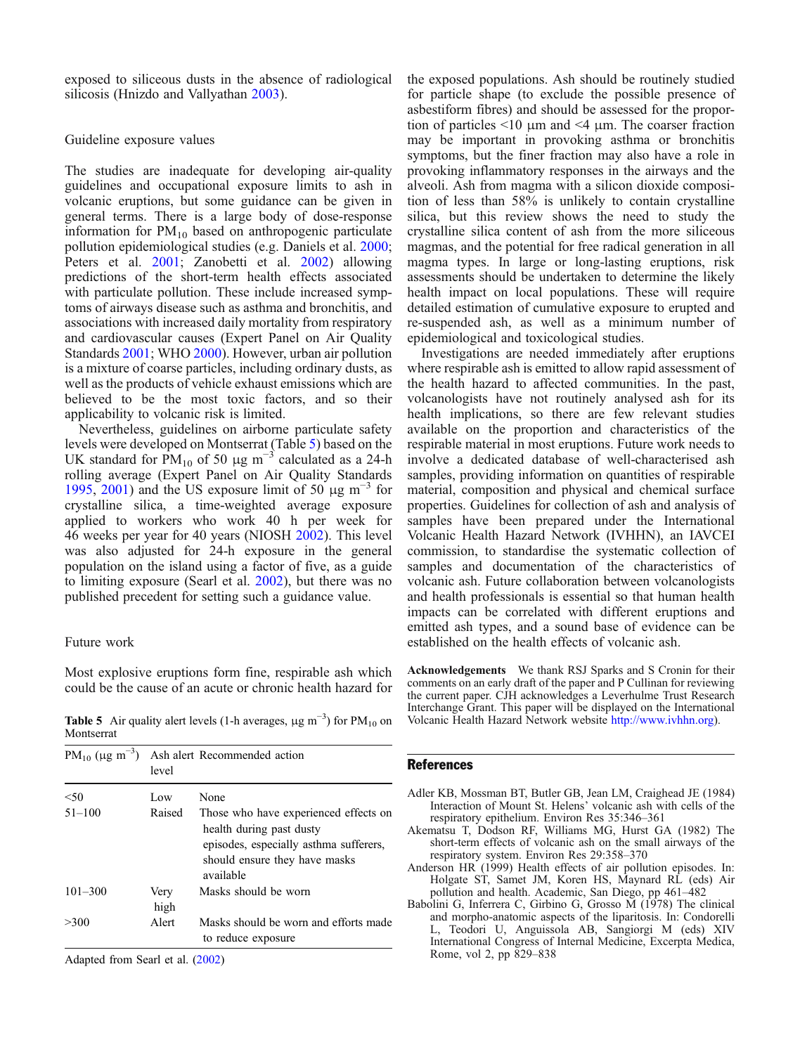exposed to siliceous dusts in the absence of radiological silicosis (Hnizdo and Vallyathan 2003).

### Guideline exposure values

The studies are inadequate for developing air-quality guidelines and occupational exposure limits to ash in volcanic eruptions, but some guidance can be given in general terms. There is a large body of dose-response information for $PM_{10}$ based on anthropogenic particulate pollution epidemiological studies (e.g. Daniels et al. 2000; Peters et al. 2001; Zanobetti et al. 2002) allowing predictions of the short-term health effects associated with particulate pollution. These include increased symptoms of airways disease such as asthma and bronchitis, and associations with increased daily mortality from respiratory and cardiovascular causes (Expert Panel on Air Quality Standards 2001; WHO 2000). However, urban air pollution is a mixture of coarse particles, including ordinary dusts, as well as the products of vehicle exhaust emissions which are believed to be the most toxic factors, and so their applicability to volcanic risk is limited.

Nevertheless, guidelines on airborne particulate safety levels were developed on Montserrat (Table 5) based on the UK standard for $PM_{10}$ of 50 μg $m^{-3}$ calculated as a 24-h rolling average (Expert Panel on Air Quality Standards 1995, 2001) and the US exposure limit of 50 μg $m^{-3}$ for crystalline silica, a time-weighted average exposure applied to workers who work 40 h per week for 46 weeks per year for 40 years (NIOSH 2002). This level was also adjusted for 24-h exposure in the general population on the island using a factor of five, as a guide to limiting exposure (Searl et al. 2002), but there was no published precedent for setting such a guidance value.

### Future work

Most explosive eruptions form fine, respirable ash which could be the cause of an acute or chronic health hazard for the exposed populations. Ash should be routinely studied for particle shape (to exclude the possible presence of asbestiform fibres) and should be assessed for the proportion of particles <10 μm and <4 μm. The coarser fraction may be important in provoking asthma or bronchitis symptoms, but the finer fraction may also have a role in provoking inflammatory responses in the airways and the alveoli. Ash from magma with a silicon dioxide composition of less than 58% is unlikely to contain crystalline silica, but this review shows the need to study the crystalline silica content of ash from the more siliceous magmas, and the potential for free radical generation in all magma types. In large or long-lasting eruptions, risk assessments should be undertaken to determine the likely health impact on local populations. These will require detailed estimation of cumulative exposure to erupted and re-suspended ash, as well as a minimum number of epidemiological and toxicological studies.

Investigations are needed immediately after eruptions where respirable ash is emitted to allow rapid assessment of the health hazard to affected communities. In the past, volcanologists have not routinely analysed ash for its health implications, so there are few relevant studies available on the proportion and characteristics of the respirable material in most eruptions. Future work needs to involve a dedicated database of well-characterised ash samples, providing information on quantities of respirable material, composition and physical and chemical surface properties. Guidelines for collection of ash and analysis of samples have been prepared under the International Volcanic Health Hazard Network (IVHHN), an IAVCEI commission, to standardise the systematic collection of samples and documentation of the characteristics of volcanic ash. Future collaboration between volcanologists and health professionals is essential so that human health impacts can be correlated with different eruptions and emitted ash types, and a sound base of evidence can be established on the health effects of volcanic ash.

**Table 5** Air quality alert levels (1-h averages, μg $m^{-3}$) for $PM_{10}$ on Montserrat

| $PM_{10}$ (μg $m^{-3}$) | Ash alert level | Recommended action |
|---|---|---|
| <50 | Low | None |
| 51–100 | Raised | Those who have experienced effects on health during past dusty episodes, especially asthma sufferers, should ensure they have masks available |
| 101–300 | Very high | Masks should be worn |
| >300 | Alert | Masks should be worn and efforts made to reduce exposure |

Adapted from Searl et al. (2002)

**Acknowledgements** We thank RSJ Sparks and S Cronin for their comments on an early draft of the paper and P Cullinan for reviewing the current paper. CJH acknowledges a Leverhulme Trust Research Interchange Grant. This paper will be displayed on the International Volcanic Health Hazard Network website http://www.ivhhn.org).

## References

Adler KB, Mossman BT, Butler GB, Jean LM, Craighead JE (1984) Interaction of Mount St. Helens' volcanic ash with cells of the respiratory epithelium. Environ Res 35:346–361

Akematsu T, Dodson RF, Williams MG, Hurst GA (1982) The short-term effects of volcanic ash on the small airways of the respiratory system. Environ Res 29:358–370

Anderson HR (1999) Health effects of air pollution episodes. In: Holgate ST, Samet JM, Koren HS, Maynard RL (eds) Air pollution and health. Academic, San Diego, pp 461–482

Babolini G, Inferrera C, Girbino G, Grosso M (1978) The clinical and morpho-anatomic aspects of the liparitosis. In: Condorelli L, Teodori U, Anguissola AB, Sangiorgi M (eds) XIV International Congress of Internal Medicine, Excerpta Medica, Rome, vol 2, pp 829–838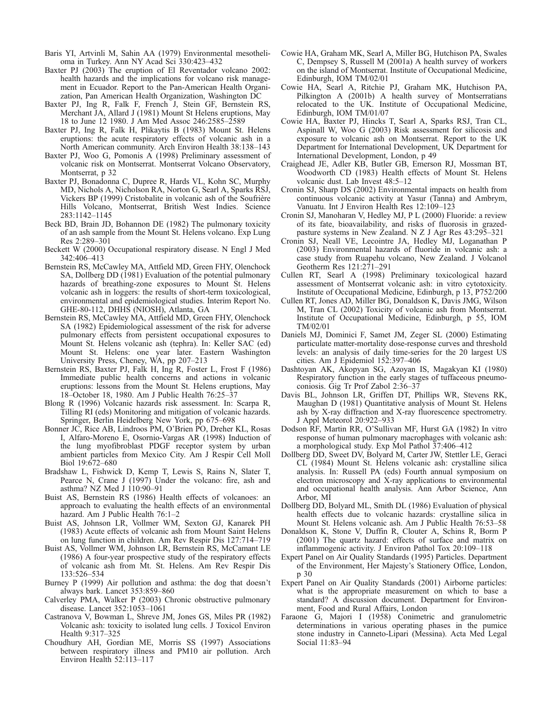Baris YI, Artvinli M, Sahin AA (1979) Environmental mesothelioma in Turkey. Ann NY Acad Sci 330:423–432

Baxter PJ (2003) The eruption of El Reventador volcano 2002: health hazards and the implications for volcano risk management in Ecuador. Report to the Pan-American Health Organization, Pan American Health Organization, Washington DC

Baxter PJ, Ing R, Falk F, French J, Stein GF, Bernstein RS, Merchant JA, Allard J (1981) Mount St Helens eruptions, May 18 to June 12 1980. J Am Med Assoc 246:2585–2589

Baxter PJ, Ing R, Falk H, Plikaytis B (1983) Mount St. Helens eruptions: the acute respiratory effects of volcanic ash in a North American community. Arch Environ Health 38:138–143

Baxter PJ, Woo G, Pomonis A (1998) Preliminary assessment of volcanic risk on Montserrat. Montserrat Volcano Observatory, Montserrat, p 32

Baxter PJ, Bonadonna C, Dupree R, Hards VL, Kohn SC, Murphy MD, Nichols A, Nicholson RA, Norton G, Searl A, Sparks RSJ, Vickers BP (1999) Cristobalite in volcanic ash of the Soufrière Hills Volcano, Montserrat, British West Indies. Science 283:1142–1145

Beck BD, Brain JD, Bohannon DE (1982) The pulmonary toxicity of an ash sample from the Mount St. Helens volcano. Exp Lung Res 2:289–301

Beckett W (2000) Occupational respiratory disease. N Engl J Med 342:406–413

Bernstein RS, McCawley MA, Attfield MD, Green FHY, Olenchock SA, Dollberg DD (1981) Evaluation of the potential pulmonary hazards of breathing-zone exposures to Mount St. Helens volcanic ash in loggers: the results of short-term toxicological, environmental and epidemiological studies. Interim Report No. GHE-80-112, DHHS (NIOSH), Atlanta, GA

Bernstein RS, McCawley MA, Attfield MD, Green FHY, Olenchock SA (1982) Epidemiological assessment of the risk for adverse pulmonary effects from persistent occupational exposures to Mount St. Helens volcanic ash (tephra). In: Keller SAC (ed) Mount St. Helens: one year later. Eastern Washington University Press, Cheney, WA, pp 207–213

Bernstein RS, Baxter PJ, Falk H, Ing R, Foster L, Frost F (1986) Immediate public health concerns and actions in volcanic eruptions: lessons from the Mount St. Helens eruptions, May 18–October 18, 1980. Am J Public Health 76:25–37

Blong R (1996) Volcanic hazards risk assessment. In: Scarpa R, Tilling RI (eds) Monitoring and mitigation of volcanic hazards. Springer, Berlin Heidelberg New York, pp 675–698

Bonner JC, Rice AB, Lindroos PM, O'Brien PO, Dreher KL, Rosas I, Alfaro-Moreno E, Osornio-Vargas AR (1998) Induction of the lung myofibroblast PDGF receptor system by urban ambient particles from Mexico City. Am J Respir Cell Moll Biol 19:672–680

Bradshaw L, Fishwick D, Kemp T, Lewis S, Rains N, Slater T, Pearce N, Crane J (1997) Under the volcano: fire, ash and asthma? NZ Med J 110:90–91

Buist AS, Bernstein RS (1986) Health effects of volcanoes: an approach to evaluating the health effects of an environmental hazard. Am J Public Health 76:1–2

Buist AS, Johnson LR, Vollmer WM, Sexton GJ, Kanarek PH (1983) Acute effects of volcanic ash from Mount Saint Helens on lung function in children. Am Rev Respir Dis 127:714–719

Buist AS, Vollmer WM, Johnson LR, Bernstein RS, McCamant LE (1986) A four-year prospective study of the respiratory effects of volcanic ash from Mt. St. Helens. Am Rev Respir Dis 133:526–534

Burney P (1999) Air pollution and asthma: the dog that doesn't always bark. Lancet 353:859–860

Calverley PMA, Walker P (2003) Chronic obstructive pulmonary disease. Lancet 352:1053–1061

Castranova V, Bowman L, Shreve JM, Jones GS, Miles PR (1982) Volcanic ash: toxicity to isolated lung cells. J Toxicol Environ Health 9:317–325

Choudhury AH, Gordian ME, Morris SS (1997) Associations between respiratory illness and PM10 air pollution. Arch Environ Health 52:113–117

Cowie HA, Graham MK, Searl A, Miller BG, Hutchison PA, Swales C, Dempsey S, Russell M (2001a) A health survey of workers on the island of Montserrat. Institute of Occupational Medicine, Edinburgh, IOM TM/02/01

Cowie HA, Searl A, Ritchie PJ, Graham MK, Hutchison PA, Pilkington A (2001b) A health survey of Montserratians relocated to the UK. Institute of Occupational Medicine, Edinburgh, IOM TM/01/07

Cowie HA, Baxter PJ, Hincks T, Searl A, Sparks RSJ, Tran CL, Aspinall W, Woo G (2003) Risk assessment for silicosis and exposure to volcanic ash on Montserrat. Report to the UK Department for International Development, UK Department for International Development, London, p 49

Craighead JE, Adler KB, Butler GB, Emerson RJ, Mossman BT, Woodworth CD (1983) Health effects of Mount St. Helens volcanic dust. Lab Invest 48:5–12

Cronin SJ, Sharp DS (2002) Environmental impacts on health from continuous volcanic activity at Yasur (Tanna) and Ambrym, Vanuatu. Int J Environ Health Res 12:109–123

Cronin SJ, Manoharan V, Hedley MJ, P L (2000) Fluoride: a review of its fate, bioavailability, and risks of fluorosis in grazed-pasture systems in New Zealand. N Z J Agr Res 43:295–321

Cronin SJ, Neall VE, Lecointre JA, Hedley MJ, Loganathan P (2003) Environmental hazards of fluoride in volcanic ash: a case study from Ruapehu volcano, New Zealand. J Volcanol Geotherm Res 121:271–291

Cullen RT, Searl A (1998) Preliminary toxicological hazard assessment of Montserrat volcanic ash: in vitro cytotoxicity. Institute of Occupational Medicine, Edinburgh, p 13, P752/200

Cullen RT, Jones AD, Miller BG, Donaldson K, Davis JMG, Wilson M, Tran CL (2002) Toxicity of volcanic ash from Montserrat. Institute of Occupational Medicine, Edinburgh, p 55, IOM TM/02/01

Daniels MJ, Dominici F, Samet JM, Zeger SL (2000) Estimating particulate matter-mortality dose-response curves and threshold levels: an analysis of daily time-series for the 20 largest US cities. Am J Epidemiol 152:397–406

Dashtoyan AK, Akopyan SG, Azoyan IS, Magakyan KI (1980) Respiratory function in the early stages of tuffaceous pneumoconiosis. Gig Tr Prof Zabol 2:36–37

Davis BL, Johnson LR, Griffen DT, Phillips WR, Stevens RK, Maughan D (1981) Quantitative analysis of Mount St. Helens ash by X-ray diffraction and X-ray fluorescence spectrometry. J Appl Meteorol 20:922–933

Dodson RF, Martin RR, O'Sullivan MF, Hurst GA (1982) In vitro response of human pulmonary macrophages with volcanic ash: a morphological study. Exp Mol Pathol 37:406–412

Dollberg DD, Sweet DV, Bolyard M, Carter JW, Stettler LE, Geraci CL (1984) Mount St. Helens volcanic ash: crystalline silica analysis. In: Russell PA (eds) Fourth annual symposium on electron microscopy and X-ray applications to environmental and occupational health analysis. Ann Arbor Science, Ann Arbor, MI

Dollberg DD, Bolyard ML, Smith DL (1986) Evaluation of physical health effects due to volcanic hazards: crystalline silica in Mount St. Helens volcanic ash. Am J Public Health 76:53–58

Donaldson K, Stone V, Duffin R, Clouter A, Schins R, Borm P (2001) The quartz hazard: effects of surface and matrix on inflammogenic activity. J Environ Pathol Tox 20:109–118

Expert Panel on Air Quality Standards (1995) Particles. Department of the Environment, Her Majesty's Stationery Office, London, p 30

Expert Panel on Air Quality Standards (2001) Airborne particles: what is the appropriate measurement on which to base a standard? A discussion document. Department for Environment, Food and Rural Affairs, London

Faraone G, Majori I (1958) Conimetric and granulometric determinations in various operating phases in the pumice stone industry in Canneto-Lipari (Messina). Acta Med Legal Social 11:83–94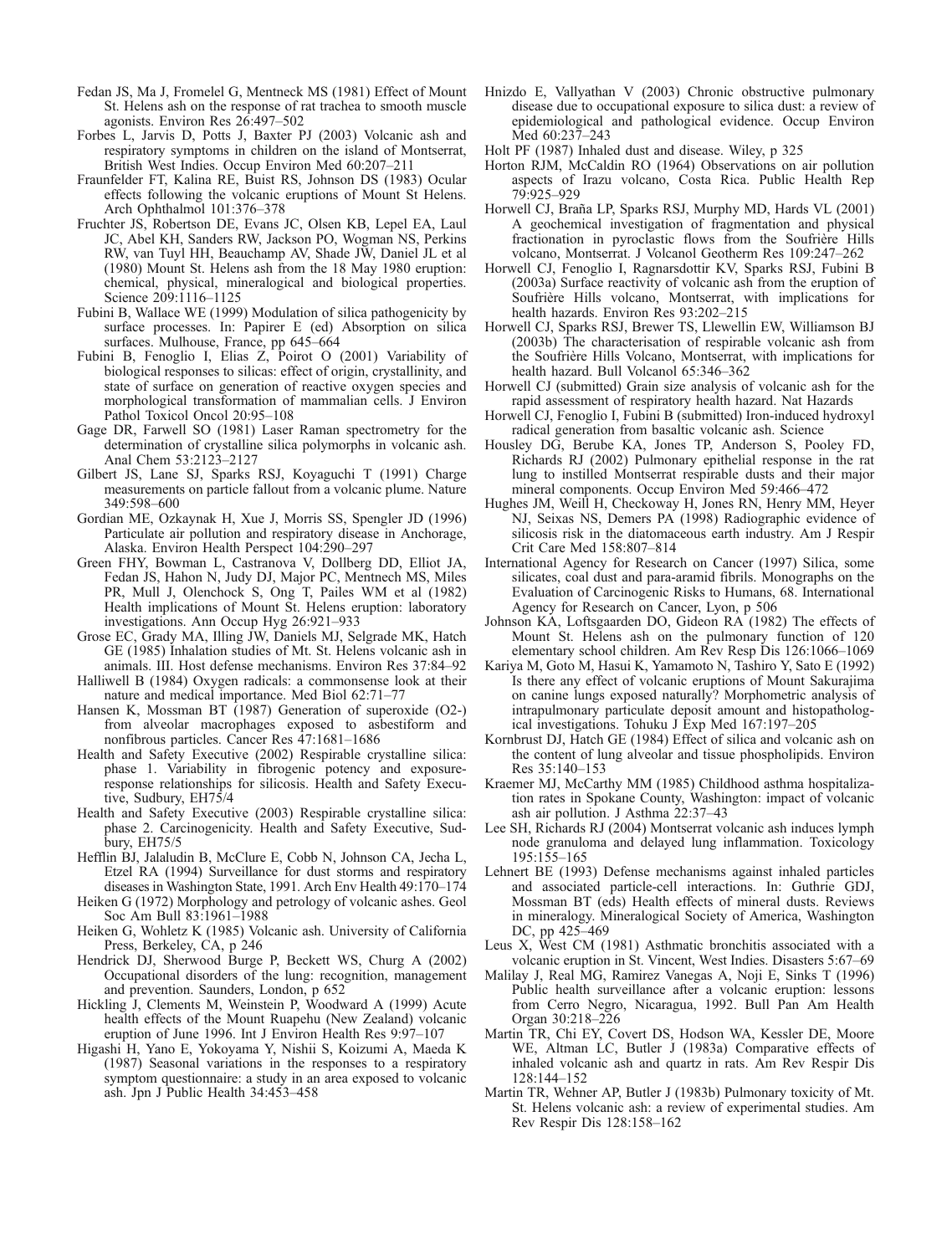Fedan JS, Ma J, Fromelel G, Mentneck MS (1981) Effect of Mount St. Helens ash on the response of rat trachea to smooth muscle agonists. Environ Res 26:497–502

Forbes L, Jarvis D, Potts J, Baxter PJ (2003) Volcanic ash and respiratory symptoms in children on the island of Montserrat, British West Indies. Occup Environ Med 60:207–211

Fraunfelder FT, Kalina RE, Buist RS, Johnson DS (1983) Ocular effects following the volcanic eruptions of Mount St Helens. Arch Ophthalmol 101:376–378

Fruchter JS, Robertson DE, Evans JC, Olsen KB, Lepel EA, Laul JC, Abel KH, Sanders RW, Jackson PO, Wogman NS, Perkins RW, van Tuyl HH, Beauchamp AV, Shade JW, Daniel JL et al (1980) Mount St. Helens ash from the 18 May 1980 eruption: chemical, physical, mineralogical and biological properties. Science 209:1116–1125

Fubini B, Wallace WE (1999) Modulation of silica pathogenicity by surface processes. In: Papirer E (ed) Absorption on silica surfaces. Mulhouse, France, pp 645–664

Fubini B, Fenoglio I, Elias Z, Poirot O (2001) Variability of biological responses to silicas: effect of origin, crystallinity, and state of surface on generation of reactive oxygen species and morphological transformation of mammalian cells. J Environ Pathol Toxicol Oncol 20:95–108

Gage DR, Farwell SO (1981) Laser Raman spectrometry for the determination of crystalline silica polymorphs in volcanic ash. Anal Chem 53:2123–2127

Gilbert JS, Lane SJ, Sparks RSJ, Koyaguchi T (1991) Charge measurements on particle fallout from a volcanic plume. Nature 349:598–600

Gordian ME, Ozkaynak H, Xue J, Morris SS, Spengler JD (1996) Particulate air pollution and respiratory disease in Anchorage, Alaska. Environ Health Perspect 104:290–297

Green FHY, Bowman L, Castranova V, Dollberg DD, Elliot JA, Fedan JS, Hahon N, Judy DJ, Major PC, Mentnech MS, Miles PR, Mull J, Olenchock S, Ong T, Pailes WM et al (1982) Health implications of Mount St. Helens eruption: laboratory investigations. Ann Occup Hyg 26:921–933

Grose EC, Grady MA, Illing JW, Daniels MJ, Selgrade MK, Hatch GE (1985) Inhalation studies of Mt. St. Helens volcanic ash in animals. III. Host defense mechanisms. Environ Res 37:84–92

Halliwell B (1984) Oxygen radicals: a commonsense look at their nature and medical importance. Med Biol 62:71–77

Hansen K, Mossman BT (1987) Generation of superoxide (O2-) from alveolar macrophages exposed to asbestiform and nonfibrous particles. Cancer Res 47:1681–1686

Health and Safety Executive (2002) Respirable crystalline silica: phase 1. Variability in fibrogenic potency and exposure-response relationships for silicosis. Health and Safety Executive, Sudbury, EH75/4

Health and Safety Executive (2003) Respirable crystalline silica: phase 2. Carcinogenicity. Health and Safety Executive, Sudbury, EH75/5

Hefflin BJ, Jalaludin B, McClure E, Cobb N, Johnson CA, Jecha L, Etzel RA (1994) Surveillance for dust storms and respiratory diseases in Washington State, 1991. Arch Env Health 49:170–174

Heiken G (1972) Morphology and petrology of volcanic ashes. Geol Soc Am Bull 83:1961–1988

Heiken G, Wohletz K (1985) Volcanic ash. University of California Press, Berkeley, CA, p 246

Hendrick DJ, Sherwood Burge P, Beckett WS, Churg A (2002) Occupational disorders of the lung: recognition, management and prevention. Saunders, London, p 652

Hickling J, Clements M, Weinstein P, Woodward A (1999) Acute health effects of the Mount Ruapehu (New Zealand) volcanic eruption of June 1996. Int J Environ Health Res 9:97–107

Higashi H, Yano E, Yokoyama Y, Nishii S, Koizumi A, Maeda K (1987) Seasonal variations in the responses to a respiratory symptom questionnaire: a study in an area exposed to volcanic ash. Jpn J Public Health 34:453–458

Hnizdo E, Vallyathan V (2003) Chronic obstructive pulmonary disease due to occupational exposure to silica dust: a review of epidemiological and pathological evidence. Occup Environ Med 60:237–243

Holt PF (1987) Inhaled dust and disease. Wiley, p 325

Horton RJM, McCaldin RO (1964) Observations on air pollution aspects of Irazu volcano, Costa Rica. Public Health Rep 79:925–929

Horwell CJ, Braña LP, Sparks RSJ, Murphy MD, Hards VL (2001) A geochemical investigation of fragmentation and physical fractionation in pyroclastic flows from the Soufrière Hills volcano, Montserrat. J Volcanol Geotherm Res 109:247–262

Horwell CJ, Fenoglio I, Ragnarsdottir KV, Sparks RSJ, Fubini B (2003a) Surface reactivity of volcanic ash from the eruption of Soufrière Hills volcano, Montserrat, with implications for health hazards. Environ Res 93:202–215

Horwell CJ, Sparks RSJ, Brewer TS, Llewellin EW, Williamson BJ (2003b) The characterisation of respirable volcanic ash from the Soufrière Hills Volcano, Montserrat, with implications for health hazard. Bull Volcanol 65:346–362

Horwell CJ (submitted) Grain size analysis of volcanic ash for the rapid assessment of respiratory health hazard. Nat Hazards

Horwell CJ, Fenoglio I, Fubini B (submitted) Iron-induced hydroxyl radical generation from basaltic volcanic ash. Science

Housley DG, Berube KA, Jones TP, Anderson S, Pooley FD, Richards RJ (2002) Pulmonary epithelial response in the rat lung to instilled Montserrat respirable dusts and their major mineral components. Occup Environ Med 59:466–472

Hughes JM, Weill H, Checkoway H, Jones RN, Henry MM, Heyer NJ, Seixas NS, Demers PA (1998) Radiographic evidence of silicosis risk in the diatomaceous earth industry. Am J Respir Crit Care Med 158:807–814

International Agency for Research on Cancer (1997) Silica, some silicates, coal dust and para-aramid fibrils. Monographs on the Evaluation of Carcinogenic Risks to Humans, 68. International Agency for Research on Cancer, Lyon, p 506

Johnson KA, Loftsgaarden DO, Gideon RA (1982) The effects of Mount St. Helens ash on the pulmonary function of 120 elementary school children. Am Rev Resp Dis 126:1066–1069

Kariya M, Goto M, Hasui K, Yamamoto N, Tashiro Y, Sato E (1992) Is there any effect of volcanic eruptions of Mount Sakurajima on canine lungs exposed naturally? Morphometric analysis of intrapulmonary particulate deposit amount and histopathological investigations. Tohuku J Exp Med 167:197–205

Kornbrust DJ, Hatch GE (1984) Effect of silica and volcanic ash on the content of lung alveolar and tissue phospholipids. Environ Res 35:140–153

Kraemer MJ, McCarthy MM (1985) Childhood asthma hospitalization rates in Spokane County, Washington: impact of volcanic ash air pollution. J Asthma 22:37–43

Lee SH, Richards RJ (2004) Montserrat volcanic ash induces lymph node granuloma and delayed lung inflammation. Toxicology 195:155–165

Lehnert BE (1993) Defense mechanisms against inhaled particles and associated particle-cell interactions. In: Guthrie GDJ, Mossman BT (eds) Health effects of mineral dusts. Reviews in mineralogy. Mineralogical Society of America, Washington DC, pp 425–469

Leus X, West CM (1981) Asthmatic bronchitis associated with a volcanic eruption in St. Vincent, West Indies. Disasters 5:67–69

Malilay J, Real MG, Ramirez Vanegas A, Noji E, Sinks T (1996) Public health surveillance after a volcanic eruption: lessons from Cerro Negro, Nicaragua, 1992. Bull Pan Am Health Organ 30:218–226

Martin TR, Chi EY, Covert DS, Hodson WA, Kessler DE, Moore WE, Altman LC, Butler J (1983a) Comparative effects of inhaled volcanic ash and quartz in rats. Am Rev Respir Dis 128:144–152

Martin TR, Wehner AP, Butler J (1983b) Pulmonary toxicity of Mt. St. Helens volcanic ash: a review of experimental studies. Am Rev Respir Dis 128:158–162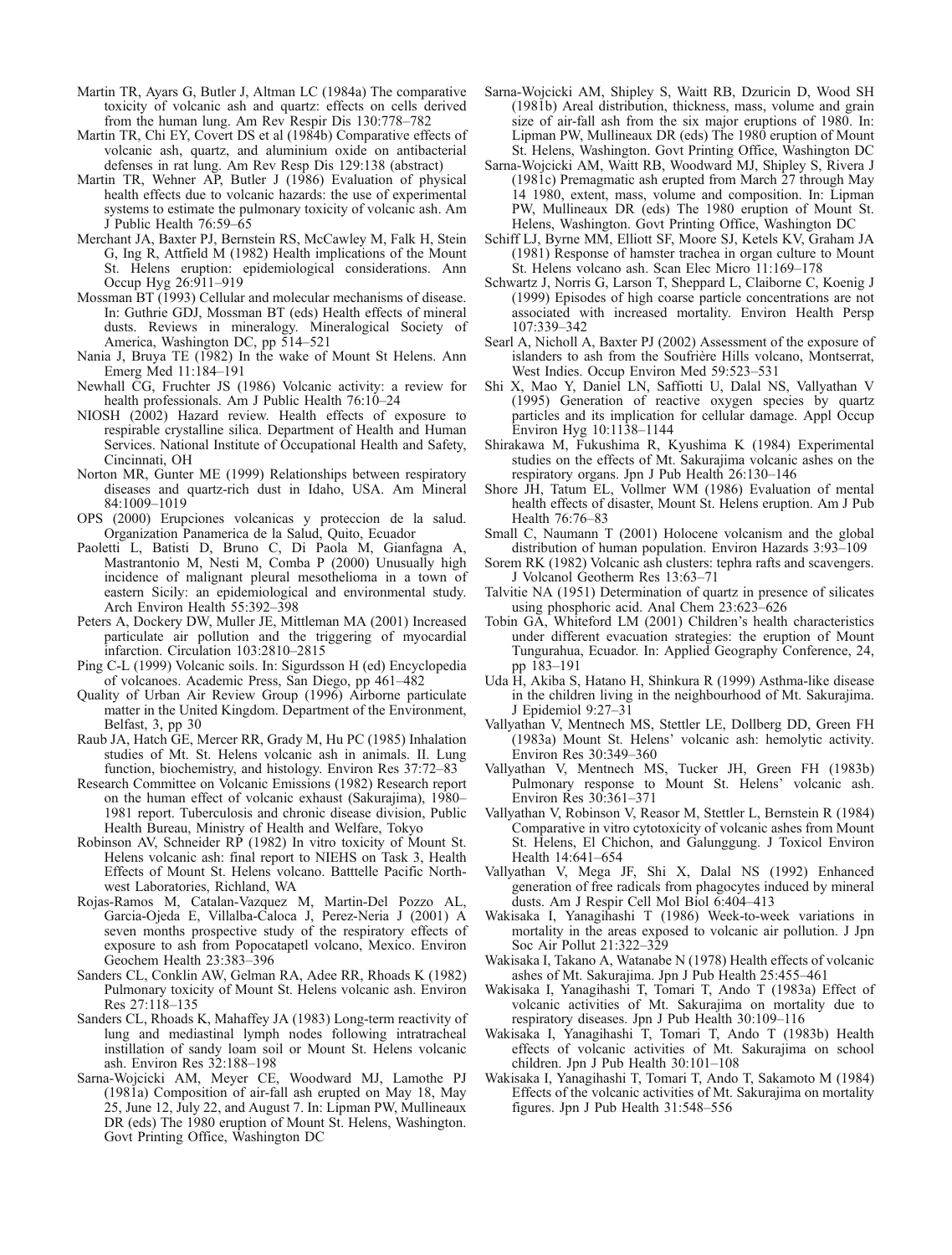Martin TR, Ayars G, Butler J, Altman LC (1984a) The comparative toxicity of volcanic ash and quartz: effects on cells derived from the human lung. Am Rev Respir Dis 130:778–782

Martin TR, Chi EY, Covert DS et al (1984b) Comparative effects of volcanic ash, quartz, and aluminium oxide on antibacterial defenses in rat lung. Am Rev Resp Dis 129:138 (abstract)

Martin TR, Wehner AP, Butler J (1986) Evaluation of physical health effects due to volcanic hazards: the use of experimental systems to estimate the pulmonary toxicity of volcanic ash. Am J Public Health 76:59–65

Merchant JA, Baxter PJ, Bernstein RS, McCawley M, Falk H, Stein G, Ing R, Attfield M (1982) Health implications of the Mount St. Helens eruption: epidemiological considerations. Ann Occup Hyg 26:911–919

Mossman BT (1993) Cellular and molecular mechanisms of disease. In: Guthrie GDJ, Mossman BT (eds) Health effects of mineral dusts. Reviews in mineralogy. Mineralogical Society of America, Washington DC, pp 514–521

Nania J, Bruya TE (1982) In the wake of Mount St Helens. Ann Emerg Med 11:184–191

Newhall CG, Fruchter JS (1986) Volcanic activity: a review for health professionals. Am J Public Health 76:10–24

NIOSH (2002) Hazard review. Health effects of exposure to respirable crystalline silica. Department of Health and Human Services. National Institute of Occupational Health and Safety, Cincinnati, OH

Norton MR, Gunter ME (1999) Relationships between respiratory diseases and quartz-rich dust in Idaho, USA. Am Mineral 84:1009–1019

OPS (2000) Erupciones volcanicas y proteccion de la salud. Organization Panamerica de la Salud, Quito, Ecuador

Paoletti L, Batisti D, Bruno C, Di Paola M, Gianfagna A, Mastrantonio M, Nesti M, Comba P (2000) Unusually high incidence of malignant pleural mesothelioma in a town of eastern Sicily: an epidemiological and environmental study. Arch Environ Health 55:392–398

Peters A, Dockery DW, Muller JE, Mittleman MA (2001) Increased particulate air pollution and the triggering of myocardial infarction. Circulation 103:2810–2815

Ping C-L (1999) Volcanic soils. In: Sigurdsson H (ed) Encyclopedia of volcanoes. Academic Press, San Diego, pp 461–482

Quality of Urban Air Review Group (1996) Airborne particulate matter in the United Kingdom. Department of the Environment, Belfast, 3, pp 30

Raub JA, Hatch GE, Mercer RR, Grady M, Hu PC (1985) Inhalation studies of Mt. St. Helens volcanic ash in animals. II. Lung function, biochemistry, and histology. Environ Res 37:72–83

Research Committee on Volcanic Emissions (1982) Research report on the human effect of volcanic exhaust (Sakurajima), 1980–1981 report. Tuberculosis and chronic disease division, Public Health Bureau, Ministry of Health and Welfare, Tokyo

Robinson AV, Schneider RP (1982) In vitro toxicity of Mount St. Helens volcanic ash: final report to NIEHS on Task 3, Health Effects of Mount St. Helens volcano. Batttelle Pacific Northwest Laboratories, Richland, WA

Rojas-Ramos M, Catalan-Vazquez M, Martin-Del Pozzo AL, Garcia-Ojeda E, Villalba-Caloca J, Perez-Neria J (2001) A seven months prospective study of the respiratory effects of exposure to ash from Popocatapetl volcano, Mexico. Environ Geochem Health 23:383–396

Sanders CL, Conklin AW, Gelman RA, Adee RR, Rhoads K (1982) Pulmonary toxicity of Mount St. Helens volcanic ash. Environ Res 27:118–135

Sanders CL, Rhoads K, Mahaffey JA (1983) Long-term reactivity of lung and mediastinal lymph nodes following intratracheal instillation of sandy loam soil or Mount St. Helens volcanic ash. Environ Res 32:188–198

Sarna-Wojcicki AM, Meyer CE, Woodward MJ, Lamothe PJ (1981a) Composition of air-fall ash erupted on May 18, May 25, June 12, July 22, and August 7. In: Lipman PW, Mullineaux DR (eds) The 1980 eruption of Mount St. Helens, Washington. Govt Printing Office, Washington DC

Sarna-Wojcicki AM, Shipley S, Waitt RB, Dzuricin D, Wood SH (1981b) Areal distribution, thickness, mass, volume and grain size of air-fall ash from the six major eruptions of 1980. In: Lipman PW, Mullineaux DR (eds) The 1980 eruption of Mount St. Helens, Washington. Govt Printing Office, Washington DC

Sarna-Wojcicki AM, Waitt RB, Woodward MJ, Shipley S, Rivera J (1981c) Premagmatic ash erupted from March 27 through May 14 1980, extent, mass, volume and composition. In: Lipman PW, Mullineaux DR (eds) The 1980 eruption of Mount St. Helens, Washington. Govt Printing Office, Washington DC

Schiff LJ, Byrne MM, Elliott SF, Moore SJ, Ketels KV, Graham JA (1981) Response of hamster trachea in organ culture to Mount St. Helens volcano ash. Scan Elec Micro 11:169–178

Schwartz J, Norris G, Larson T, Sheppard L, Claiborne C, Koenig J (1999) Episodes of high coarse particle concentrations are not associated with increased mortality. Environ Health Persp 107:339–342

Searl A, Nicholl A, Baxter PJ (2002) Assessment of the exposure of islanders to ash from the Soufrière Hills volcano, Montserrat, West Indies. Occup Environ Med 59:523–531

Shi X, Mao Y, Daniel LN, Saffiotti U, Dalal NS, Vallyathan V (1995) Generation of reactive oxygen species by quartz particles and its implication for cellular damage. Appl Occup Environ Hyg 10:1138–1144

Shirakawa M, Fukushima R, Kyushima K (1984) Experimental studies on the effects of Mt. Sakurajima volcanic ashes on the respiratory organs. Jpn J Pub Health 26:130–146

Shore JH, Tatum EL, Vollmer WM (1986) Evaluation of mental health effects of disaster, Mount St. Helens eruption. Am J Pub Health 76:76–83

Small C, Naumann T (2001) Holocene volcanism and the global distribution of human population. Environ Hazards 3:93–109

Sorem RK (1982) Volcanic ash clusters: tephra rafts and scavengers. J Volcanol Geotherm Res 13:63–71

Talvitie NA (1951) Determination of quartz in presence of silicates using phosphoric acid. Anal Chem 23:623–626

Tobin GA, Whiteford LM (2001) Children's health characteristics under different evacuation strategies: the eruption of Mount Tungurahua, Ecuador. In: Applied Geography Conference, 24, pp 183–191

Uda H, Akiba S, Hatano H, Shinkura R (1999) Asthma-like disease in the children living in the neighbourhood of Mt. Sakurajima. J Epidemiol 9:27–31

Vallyathan V, Mentnech MS, Stettler LE, Dollberg DD, Green FH (1983a) Mount St. Helens' volcanic ash: hemolytic activity. Environ Res 30:349–360

Vallyathan V, Mentnech MS, Tucker JH, Green FH (1983b) Pulmonary response to Mount St. Helens' volcanic ash. Environ Res 30:361–371

Vallyathan V, Robinson V, Reasor M, Stettler L, Bernstein R (1984) Comparative in vitro cytotoxicity of volcanic ashes from Mount St. Helens, El Chichon, and Galunggung. J Toxicol Environ Health 14:641–654

Vallyathan V, Mega JF, Shi X, Dalal NS (1992) Enhanced generation of free radicals from phagocytes induced by mineral dusts. Am J Respir Cell Mol Biol 6:404–413

Wakisaka I, Yanagihashi T (1986) Week-to-week variations in mortality in the areas exposed to volcanic air pollution. J Jpn Soc Air Pollut 21:322–329

Wakisaka I, Takano A, Watanabe N (1978) Health effects of volcanic ashes of Mt. Sakurajima. Jpn J Pub Health 25:455–461

Wakisaka I, Yanagihashi T, Tomari T, Ando T (1983a) Effect of volcanic activities of Mt. Sakurajima on mortality due to respiratory diseases. Jpn J Pub Health 30:109–116

Wakisaka I, Yanagihashi T, Tomari T, Ando T (1983b) Health effects of volcanic activities of Mt. Sakurajima on school children. Jpn J Pub Health 30:101–108

Wakisaka I, Yanagihashi T, Tomari T, Ando T, Sakamoto M (1984) Effects of the volcanic activities of Mt. Sakurajima on mortality figures. Jpn J Pub Health 31:548–556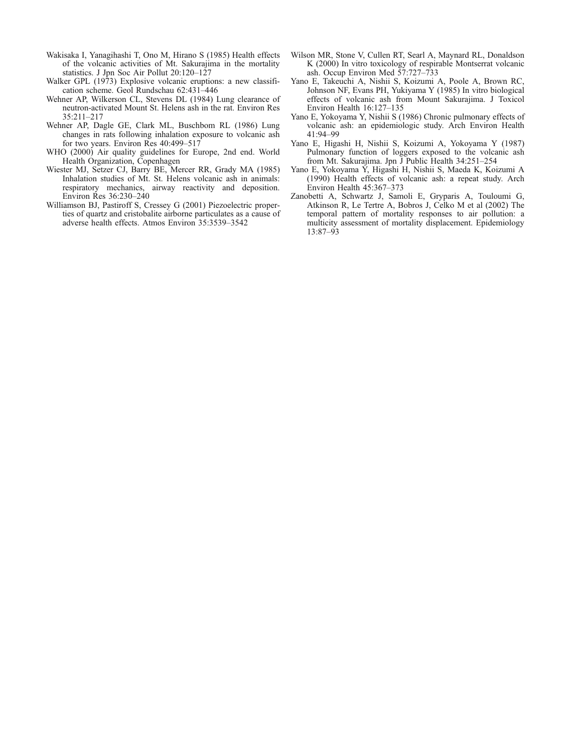Wakisaka I, Yanagihashi T, Ono M, Hirano S (1985) Health effects of the volcanic activities of Mt. Sakurajima in the mortality statistics. J Jpn Soc Air Pollut 20:120–127

Walker GPL (1973) Explosive volcanic eruptions: a new classification scheme. Geol Rundschau 62:431–446

Wehner AP, Wilkerson CL, Stevens DL (1984) Lung clearance of neutron-activated Mount St. Helens ash in the rat. Environ Res 35:211–217

Wehner AP, Dagle GE, Clark ML, Buschbom RL (1986) Lung changes in rats following inhalation exposure to volcanic ash for two years. Environ Res 40:499–517

WHO (2000) Air quality guidelines for Europe, 2nd end. World Health Organization, Copenhagen

Wiester MJ, Setzer CJ, Barry BE, Mercer RR, Grady MA (1985) Inhalation studies of Mt. St. Helens volcanic ash in animals: respiratory mechanics, airway reactivity and deposition. Environ Res 36:230–240

Williamson BJ, Pastiroff S, Cressey G (2001) Piezoelectric properties of quartz and cristobalite airborne particulates as a cause of adverse health effects. Atmos Environ 35:3539–3542

Wilson MR, Stone V, Cullen RT, Searl A, Maynard RL, Donaldson K (2000) In vitro toxicology of respirable Montserrat volcanic ash. Occup Environ Med 57:727–733

Yano E, Takeuchi A, Nishii S, Koizumi A, Poole A, Brown RC, Johnson NF, Evans PH, Yukiyama Y (1985) In vitro biological effects of volcanic ash from Mount Sakurajima. J Toxicol Environ Health 16:127–135

Yano E, Yokoyama Y, Nishii S (1986) Chronic pulmonary effects of volcanic ash: an epidemiologic study. Arch Environ Health 41:94–99

Yano E, Higashi H, Nishii S, Koizumi A, Yokoyama Y (1987) Pulmonary function of loggers exposed to the volcanic ash from Mt. Sakurajima. Jpn J Public Health 34:251–254

Yano E, Yokoyama Y, Higashi H, Nishii S, Maeda K, Koizumi A (1990) Health effects of volcanic ash: a repeat study. Arch Environ Health 45:367–373

Zanobetti A, Schwartz J, Samoli E, Gryparis A, Touloumi G, Atkinson R, Le Tertre A, Bobros J, Celko M et al (2002) The temporal pattern of mortality responses to air pollution: a multicity assessment of mortality displacement. Epidemiology 13:87–93